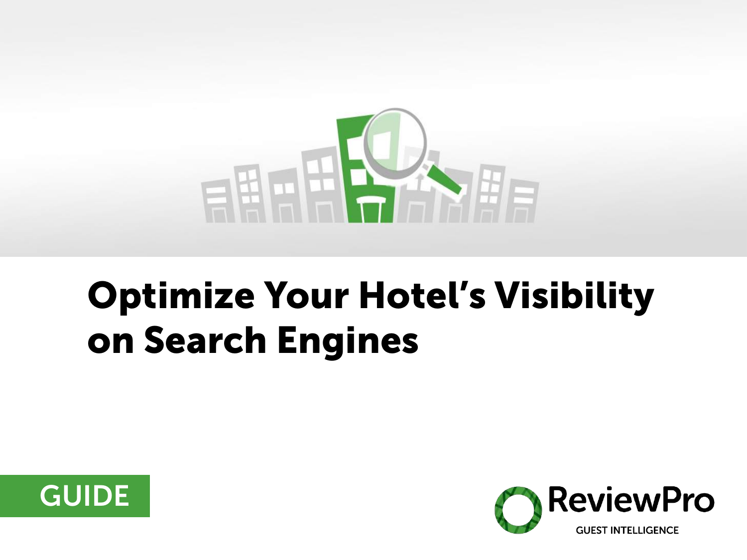# Optimize Your Hotel's Visibility on Search Engines

GUIDE

ReviewPro

GUEST INTELLIGENCE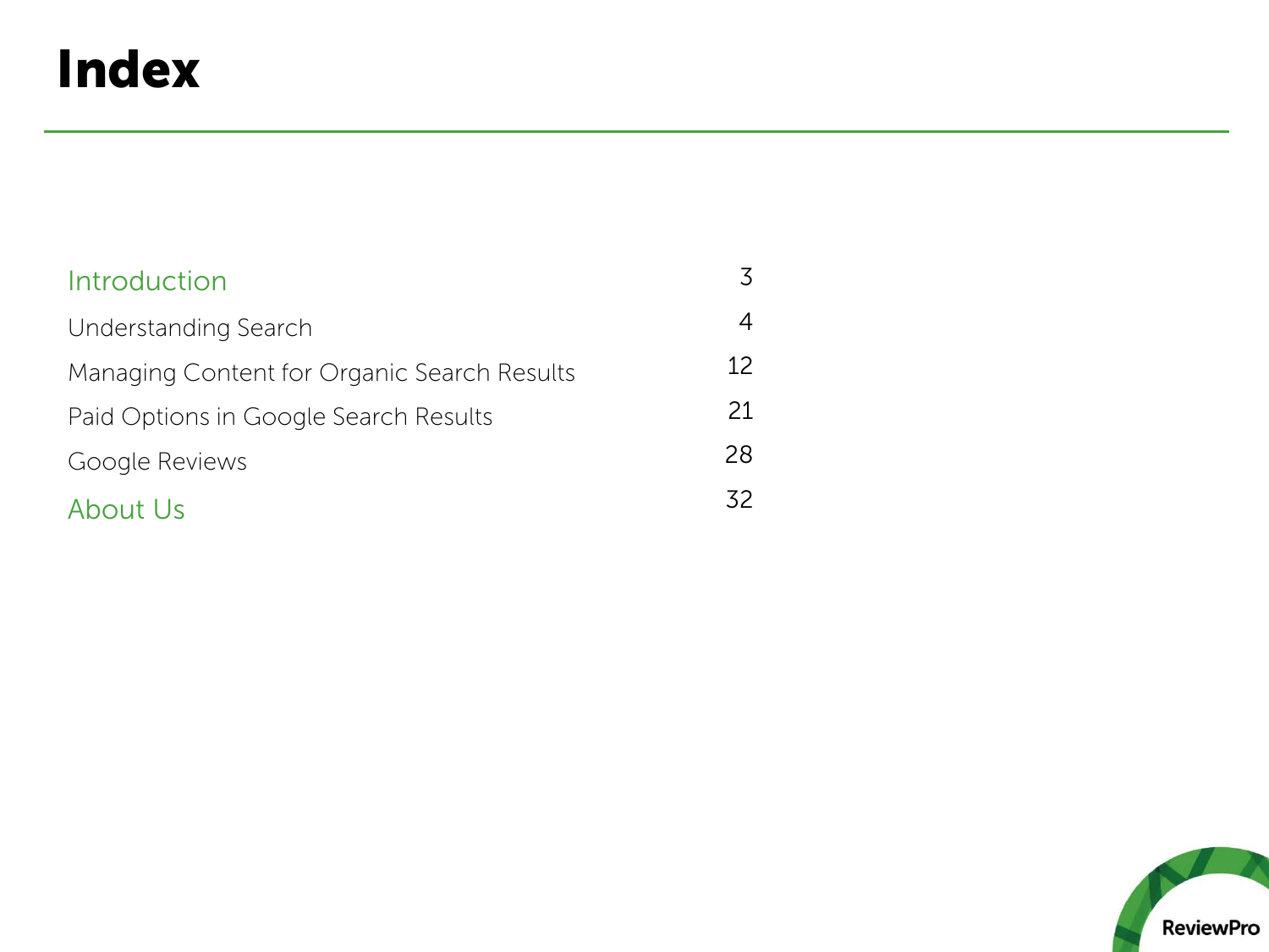# Index

| | |
|---|---|
| Introduction | 3 |
| Understanding Search | 4 |
| Managing Content for Organic Search Results | 12 |
| Paid Options in Google Search Results | 21 |
| Google Reviews | 28 |
| About Us | 32 |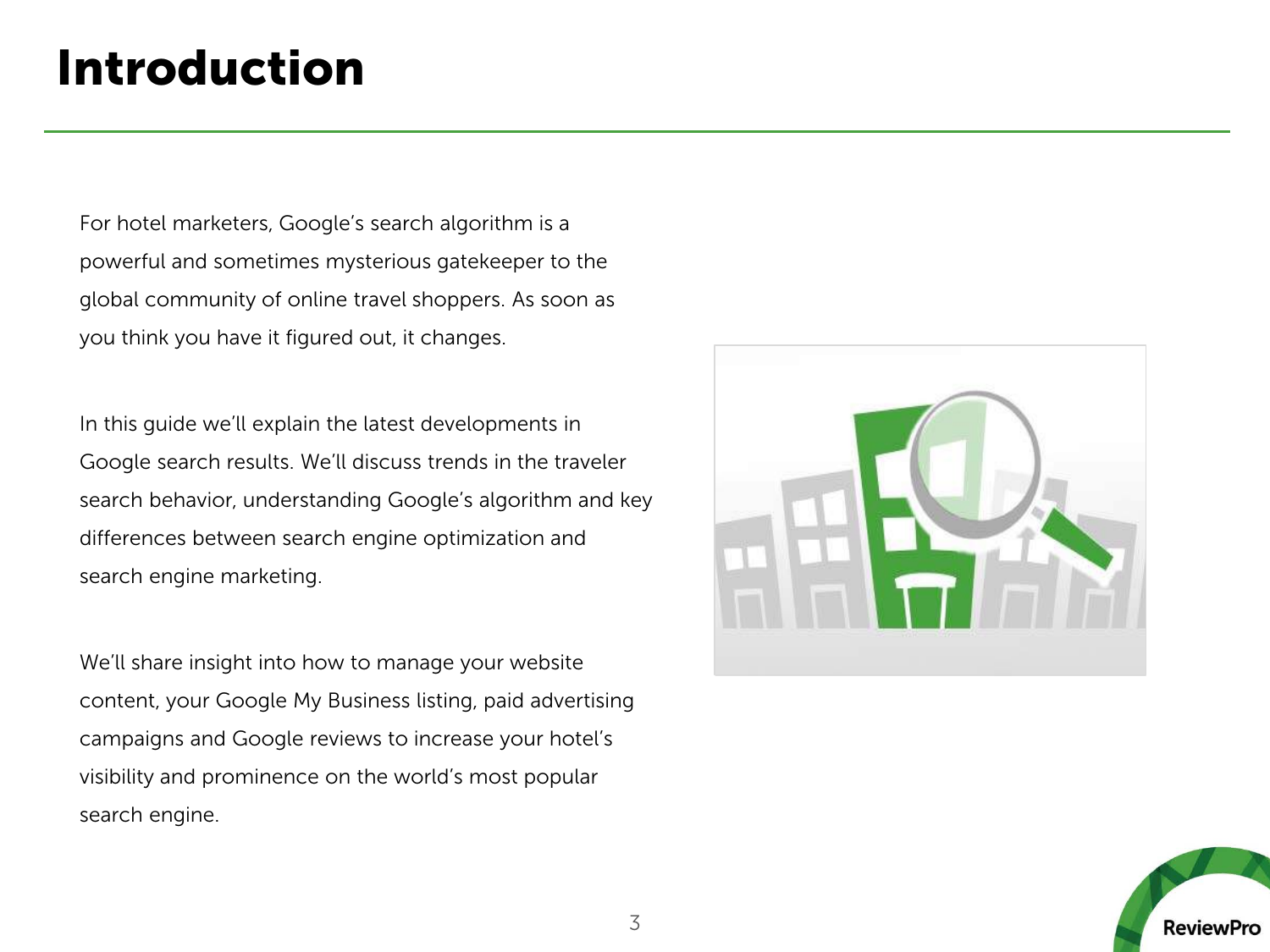# Introduction

For hotel marketers, Google's search algorithm is a powerful and sometimes mysterious gatekeeper to the global community of online travel shoppers. As soon as you think you have it figured out, it changes.

In this guide we'll explain the latest developments in Google search results. We'll discuss trends in the traveler search behavior, understanding Google's algorithm and key differences between search engine optimization and search engine marketing.

We'll share insight into how to manage your website content, your Google My Business listing, paid advertising campaigns and Google reviews to increase your hotel's visibility and prominence on the world's most popular search engine.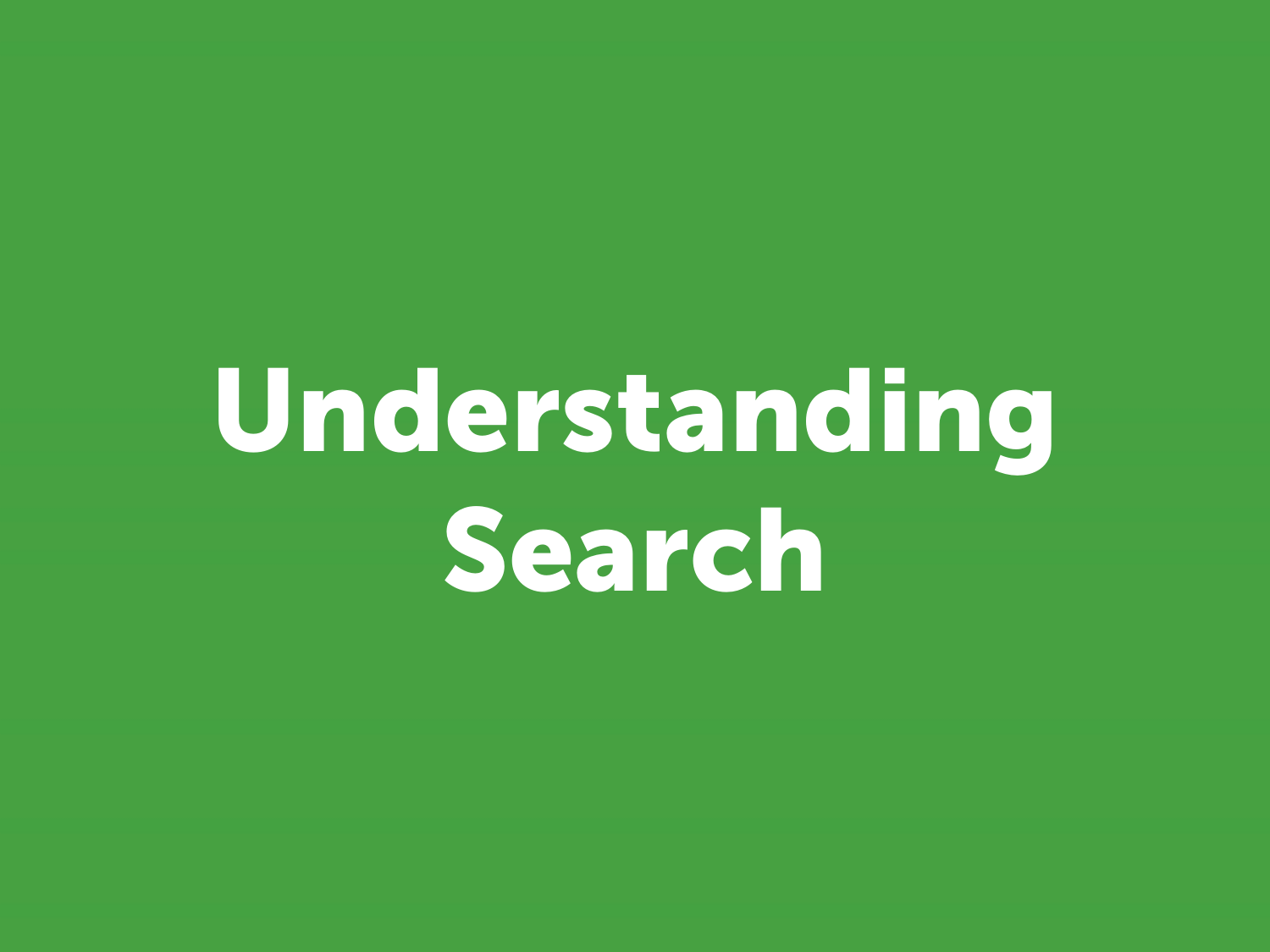# Understanding Search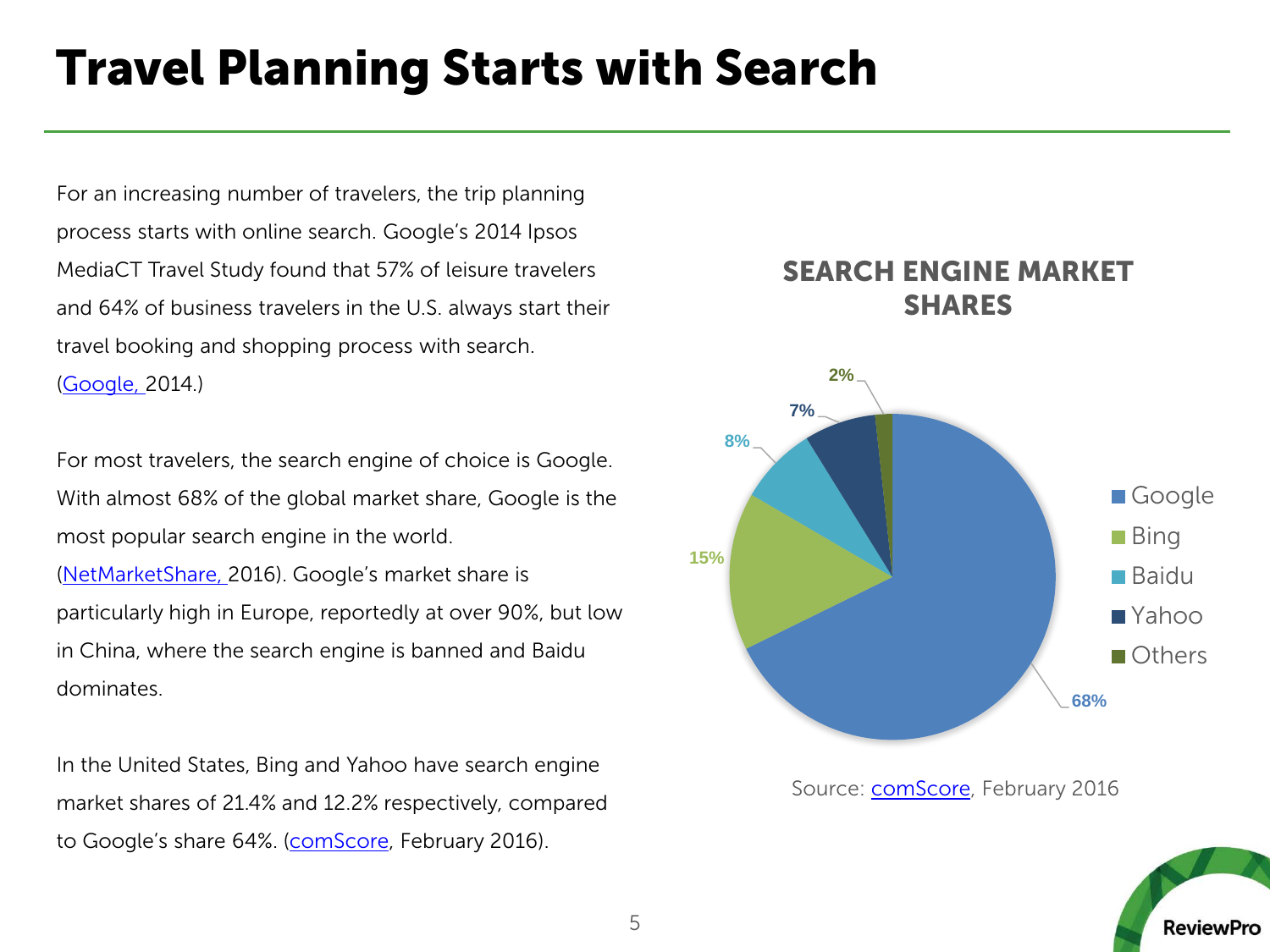# Travel Planning Starts with Search

For an increasing number of travelers, the trip planning process starts with online search. Google's 2014 Ipsos MediaCT Travel Study found that 57% of leisure travelers and 64% of business travelers in the U.S. always start their travel booking and shopping process with search. (Google, 2014.)

For most travelers, the search engine of choice is Google. With almost 68% of the global market share, Google is the most popular search engine in the world. (NetMarketShare, 2016). Google's market share is particularly high in Europe, reportedly at over 90%, but low in China, where the search engine is banned and Baidu dominates.

In the United States, Bing and Yahoo have search engine market shares of 21.4% and 12.2% respectively, compared to Google's share 64%. (comScore, February 2016).

**SEARCH ENGINE MARKET SHARES**

| Search Engine | Share |
| --- | --- |
| Google | 68% |
| Bing | 15% |
| Baidu | 8% |
| Yahoo | 7% |
| Others | 2% |

Source: comScore, February 2016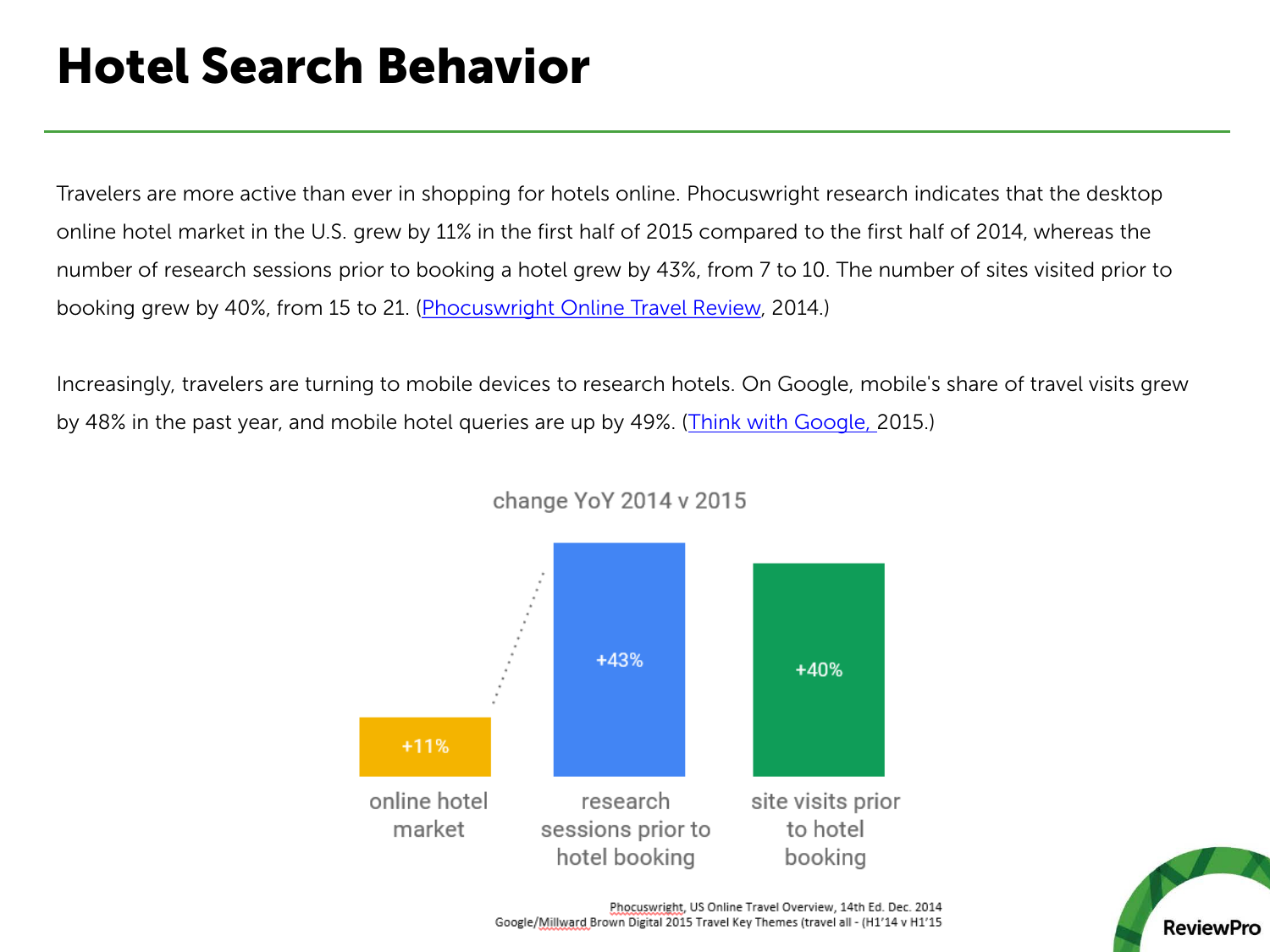# Hotel Search Behavior

Travelers are more active than ever in shopping for hotels online. Phocuswright research indicates that the desktop online hotel market in the U.S. grew by 11% in the first half of 2015 compared to the first half of 2014, whereas the number of research sessions prior to booking a hotel grew by 43%, from 7 to 10. The number of sites visited prior to booking grew by 40%, from 15 to 21. (Phocuswright Online Travel Review, 2014.)

Increasingly, travelers are turning to mobile devices to research hotels. On Google, mobile's share of travel visits grew by 48% in the past year, and mobile hotel queries are up by 49%. (Think with Google, 2015.)

change YoY 2014 v 2015

| online hotel market | research sessions prior to hotel booking | site visits prior to hotel booking |
| --- | --- | --- |
| +11% | +43% | +40% |

Phocuswright, US Online Travel Overview, 14th Ed. Dec. 2014
Google/Millward Brown Digital 2015 Travel Key Themes (travel all - (H1'14 v H1'15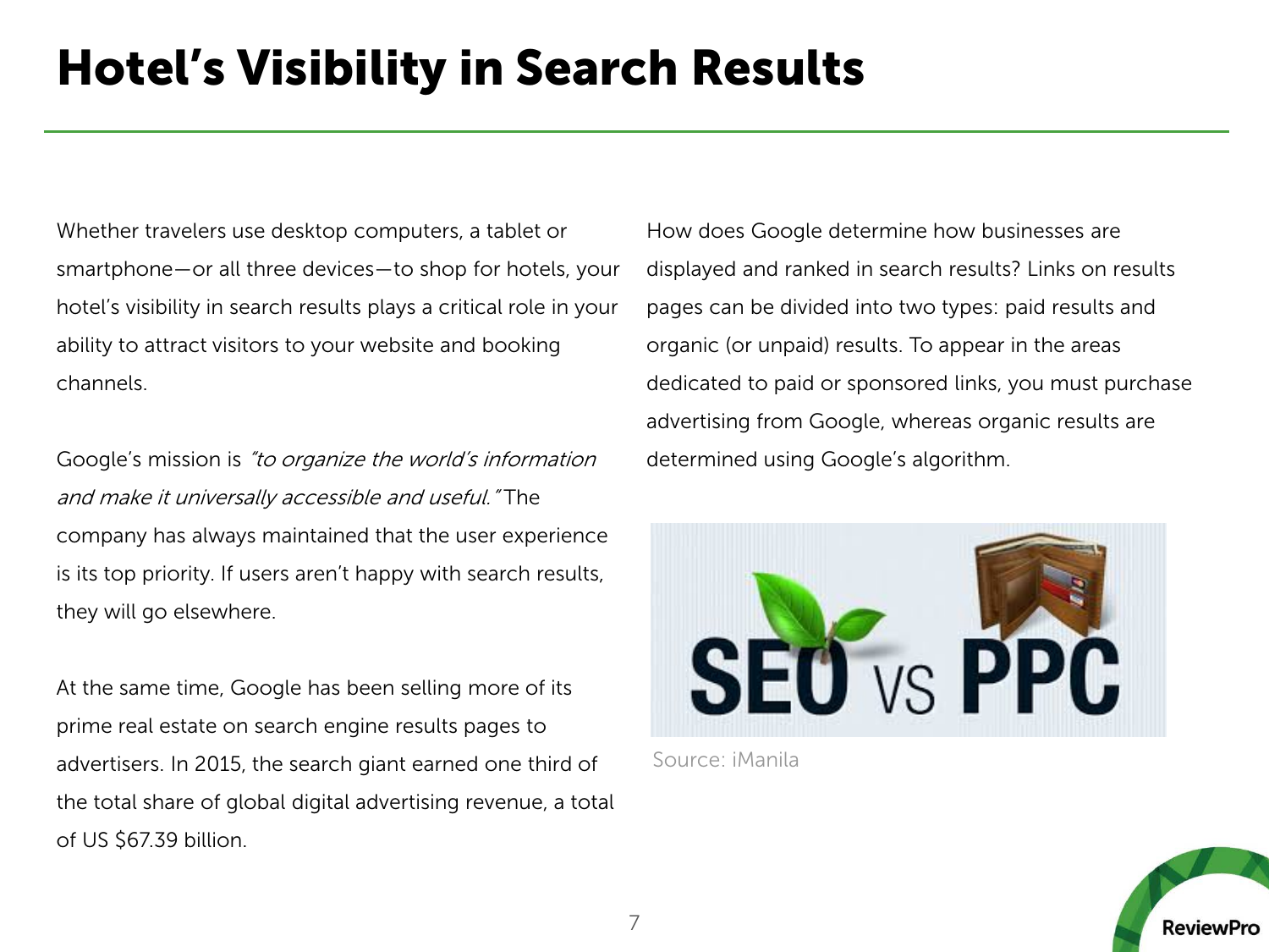# Hotel's Visibility in Search Results

Whether travelers use desktop computers, a tablet or smartphone—or all three devices—to shop for hotels, your hotel's visibility in search results plays a critical role in your ability to attract visitors to your website and booking channels.

Google's mission is *"to organize the world's information and make it universally accessible and useful."* The company has always maintained that the user experience is its top priority. If users aren't happy with search results, they will go elsewhere.

At the same time, Google has been selling more of its prime real estate on search engine results pages to advertisers. In 2015, the search giant earned one third of the total share of global digital advertising revenue, a total of US $67.39 billion.

How does Google determine how businesses are displayed and ranked in search results? Links on results pages can be divided into two types: paid results and organic (or unpaid) results. To appear in the areas dedicated to paid or sponsored links, you must purchase advertising from Google, whereas organic results are determined using Google's algorithm.

Source: iManila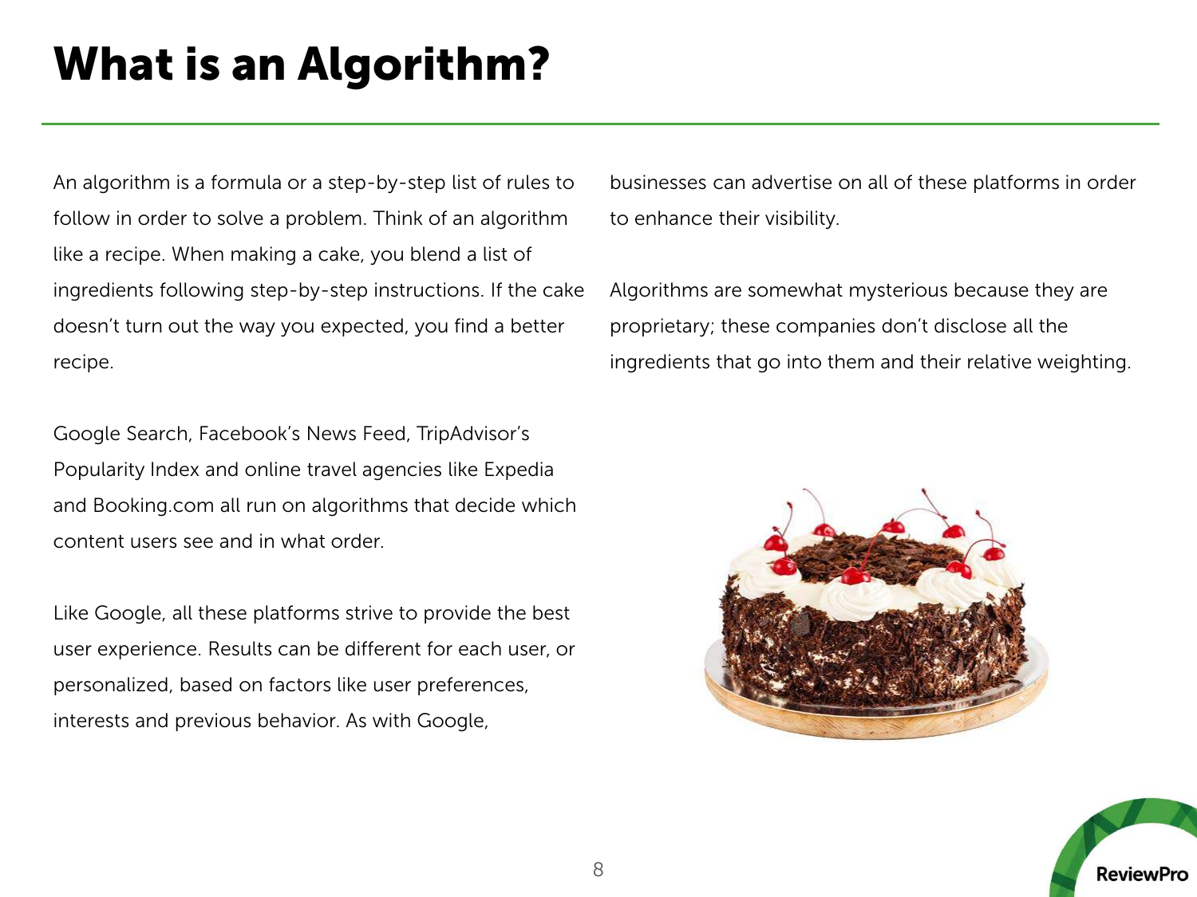# What is an Algorithm?

An algorithm is a formula or a step-by-step list of rules to follow in order to solve a problem. Think of an algorithm like a recipe. When making a cake, you blend a list of ingredients following step-by-step instructions. If the cake doesn't turn out the way you expected, you find a better recipe.

Google Search, Facebook's News Feed, TripAdvisor's Popularity Index and online travel agencies like Expedia and Booking.com all run on algorithms that decide which content users see and in what order.

Like Google, all these platforms strive to provide the best user experience. Results can be different for each user, or personalized, based on factors like user preferences, interests and previous behavior. As with Google, businesses can advertise on all of these platforms in order to enhance their visibility.

Algorithms are somewhat mysterious because they are proprietary; these companies don't disclose all the ingredients that go into them and their relative weighting.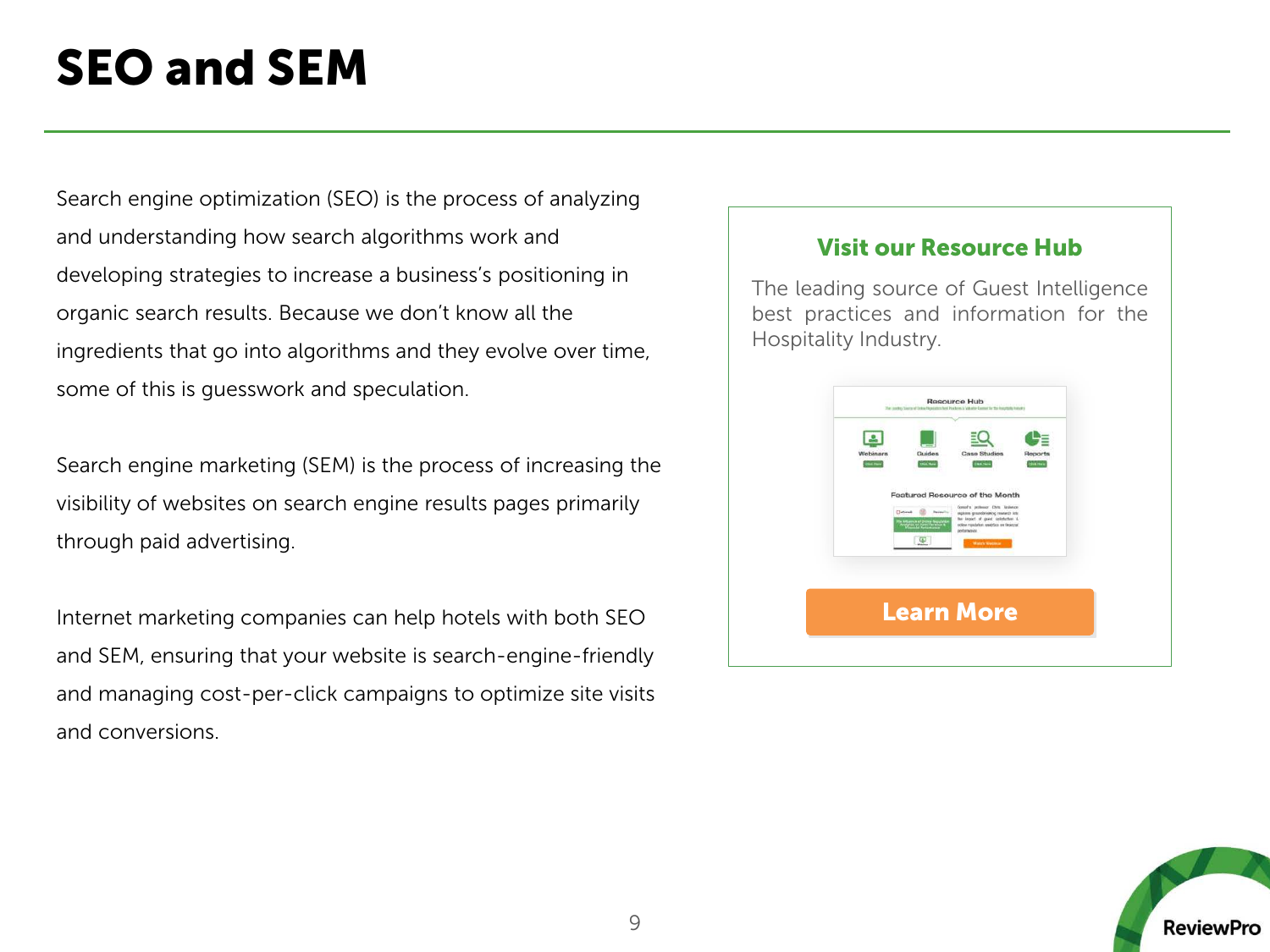# SEO and SEM

Search engine optimization (SEO) is the process of analyzing and understanding how search algorithms work and developing strategies to increase a business's positioning in organic search results. Because we don't know all the ingredients that go into algorithms and they evolve over time, some of this is guesswork and speculation.

Search engine marketing (SEM) is the process of increasing the visibility of websites on search engine results pages primarily through paid advertising.

Internet marketing companies can help hotels with both SEO and SEM, ensuring that your website is search-engine-friendly and managing cost-per-click campaigns to optimize site visits and conversions.

**Visit our Resource Hub**

The leading source of Guest Intelligence best practices and information for the Hospitality Industry.

**Learn More**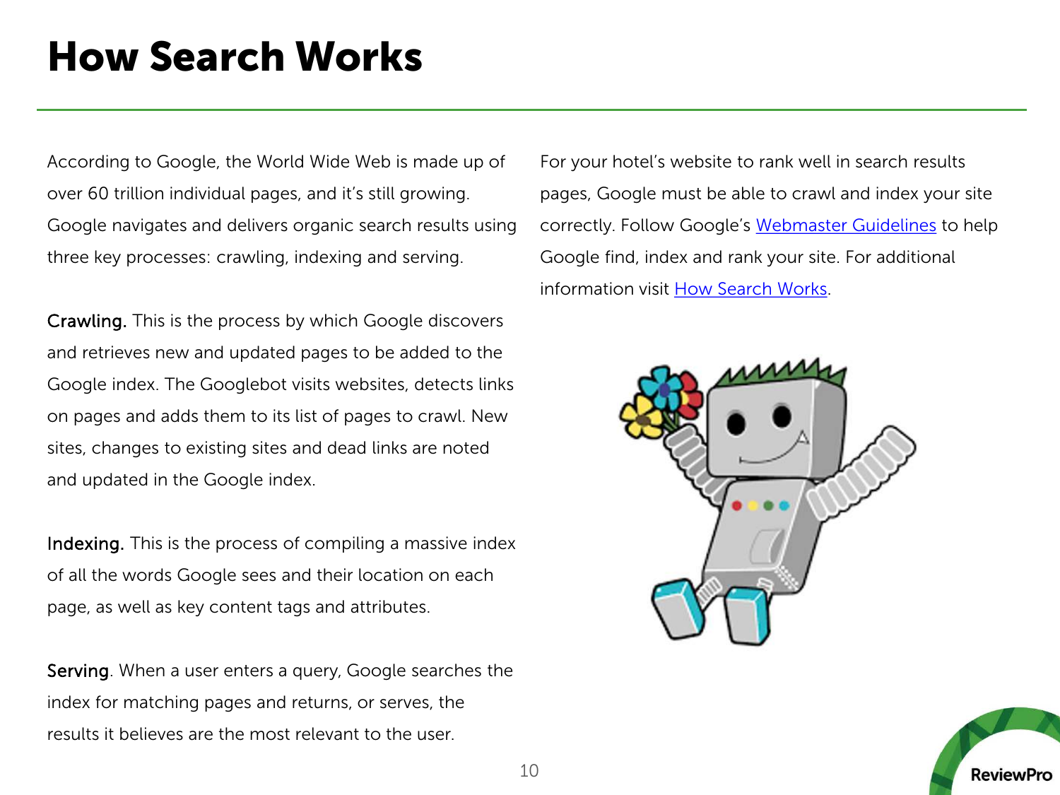# How Search Works

According to Google, the World Wide Web is made up of over 60 trillion individual pages, and it's still growing. Google navigates and delivers organic search results using three key processes: crawling, indexing and serving.

Crawling. This is the process by which Google discovers and retrieves new and updated pages to be added to the Google index. The Googlebot visits websites, detects links on pages and adds them to its list of pages to crawl. New sites, changes to existing sites and dead links are noted and updated in the Google index.

Indexing. This is the process of compiling a massive index of all the words Google sees and their location on each page, as well as key content tags and attributes.

Serving. When a user enters a query, Google searches the index for matching pages and returns, or serves, the results it believes are the most relevant to the user.

For your hotel's website to rank well in search results pages, Google must be able to crawl and index your site correctly. Follow Google's Webmaster Guidelines to help Google find, index and rank your site. For additional information visit How Search Works.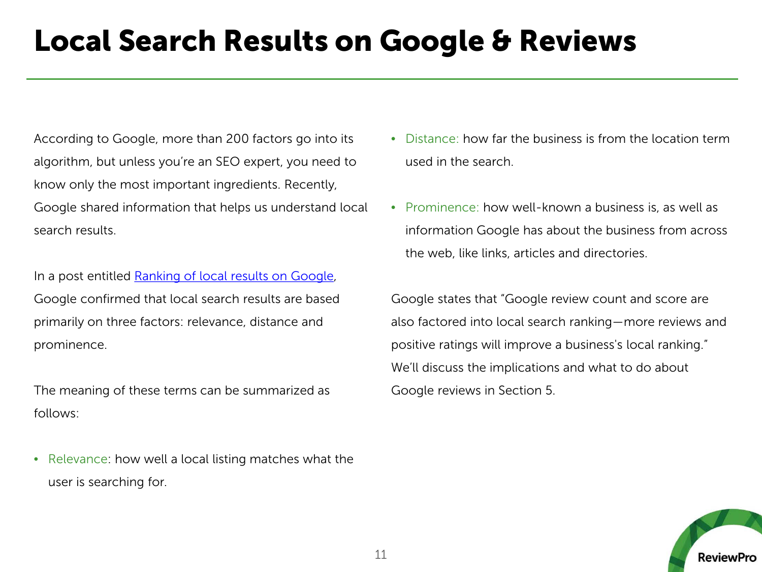# Local Search Results on Google & Reviews

According to Google, more than 200 factors go into its algorithm, but unless you're an SEO expert, you need to know only the most important ingredients. Recently, Google shared information that helps us understand local search results.

In a post entitled Ranking of local results on Google, Google confirmed that local search results are based primarily on three factors: relevance, distance and prominence.

The meaning of these terms can be summarized as follows:

- Relevance: how well a local listing matches what the user is searching for.
- Distance: how far the business is from the location term used in the search.
- Prominence: how well-known a business is, as well as information Google has about the business from across the web, like links, articles and directories.

Google states that "Google review count and score are also factored into local search ranking—more reviews and positive ratings will improve a business's local ranking." We'll discuss the implications and what to do about Google reviews in Section 5.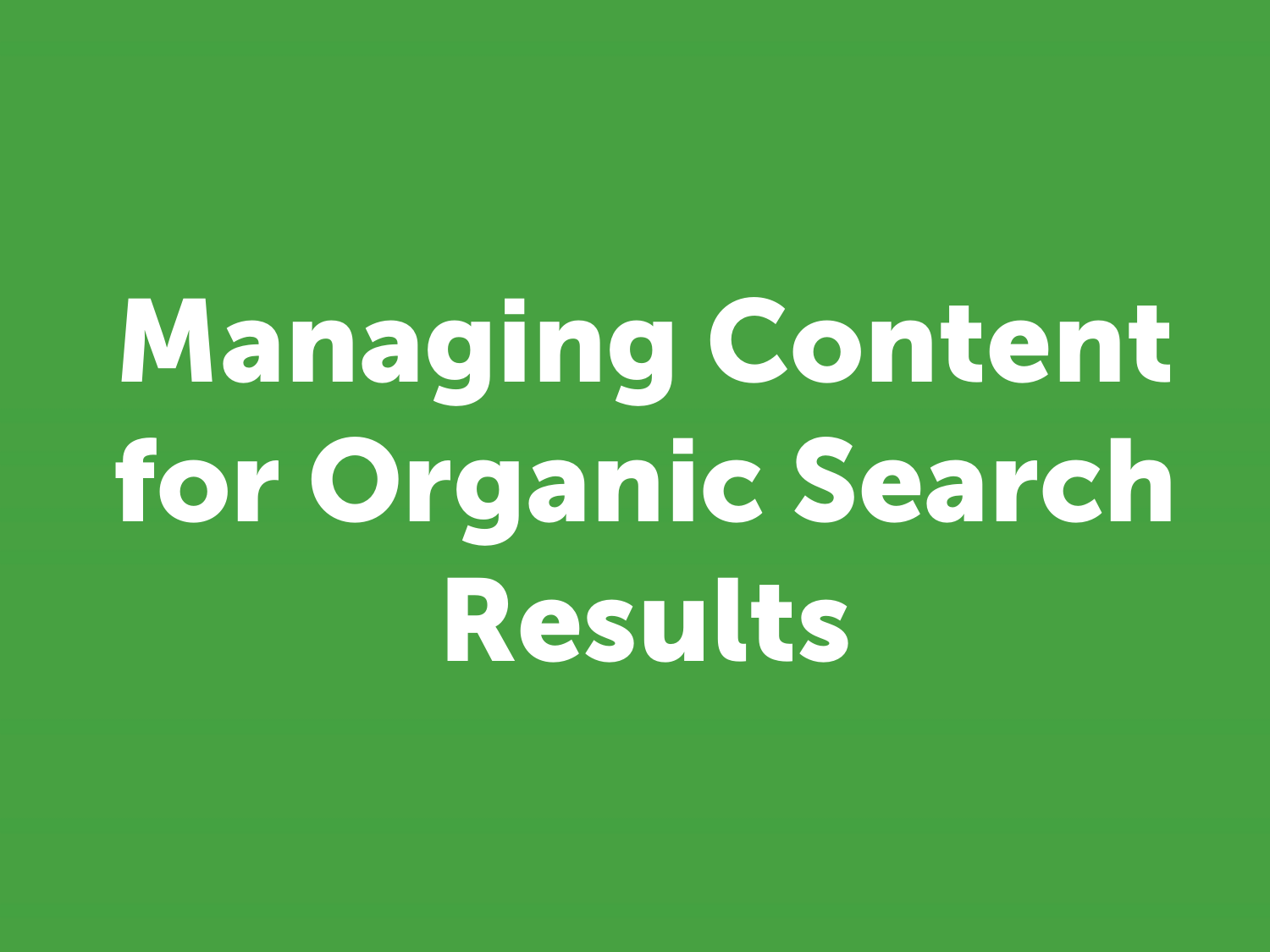# Managing Content for Organic Search Results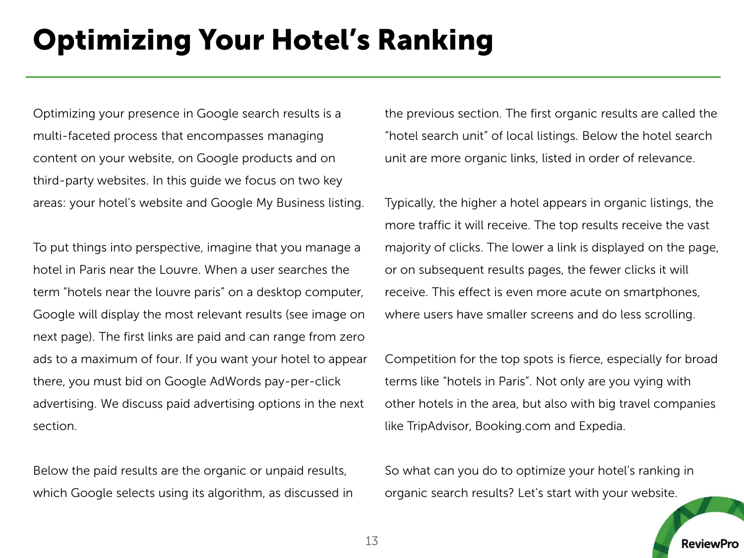# Optimizing Your Hotel's Ranking

Optimizing your presence in Google search results is a multi-faceted process that encompasses managing content on your website, on Google products and on third-party websites. In this guide we focus on two key areas: your hotel's website and Google My Business listing.

To put things into perspective, imagine that you manage a hotel in Paris near the Louvre. When a user searches the term "hotels near the louvre paris" on a desktop computer, Google will display the most relevant results (see image on next page). The first links are paid and can range from zero ads to a maximum of four. If you want your hotel to appear there, you must bid on Google AdWords pay-per-click advertising. We discuss paid advertising options in the next section.

Below the paid results are the organic or unpaid results, which Google selects using its algorithm, as discussed in the previous section. The first organic results are called the "hotel search unit" of local listings. Below the hotel search unit are more organic links, listed in order of relevance.

Typically, the higher a hotel appears in organic listings, the more traffic it will receive. The top results receive the vast majority of clicks. The lower a link is displayed on the page, or on subsequent results pages, the fewer clicks it will receive. This effect is even more acute on smartphones, where users have smaller screens and do less scrolling.

Competition for the top spots is fierce, especially for broad terms like "hotels in Paris". Not only are you vying with other hotels in the area, but also with big travel companies like TripAdvisor, Booking.com and Expedia.

So what can you do to optimize your hotel's ranking in organic search results? Let's start with your website.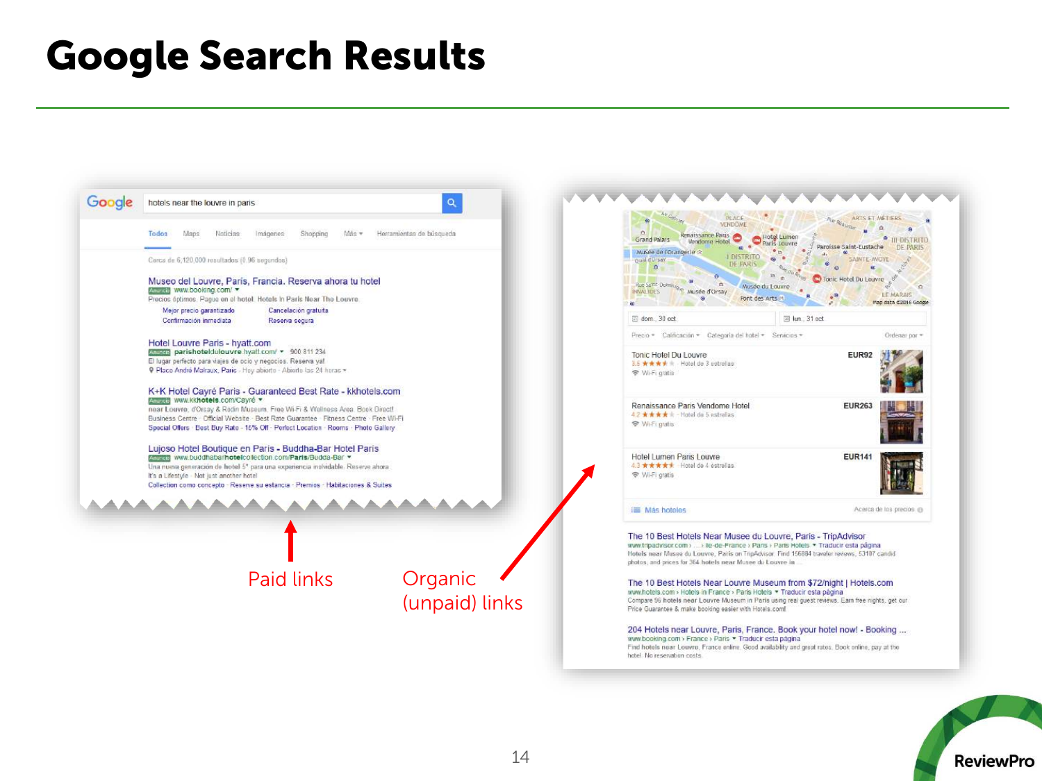# Google Search Results

Paid links

Organic (unpaid) links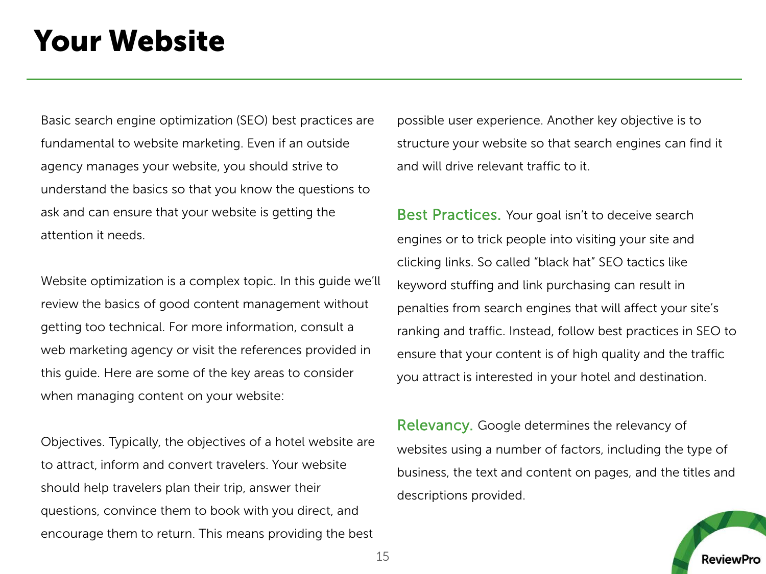# Your Website

Basic search engine optimization (SEO) best practices are fundamental to website marketing. Even if an outside agency manages your website, you should strive to understand the basics so that you know the questions to ask and can ensure that your website is getting the attention it needs.

Website optimization is a complex topic. In this guide we'll review the basics of good content management without getting too technical. For more information, consult a web marketing agency or visit the references provided in this guide. Here are some of the key areas to consider when managing content on your website:

Objectives. Typically, the objectives of a hotel website are to attract, inform and convert travelers. Your website should help travelers plan their trip, answer their questions, convince them to book with you direct, and encourage them to return. This means providing the best possible user experience. Another key objective is to structure your website so that search engines can find it and will drive relevant traffic to it.

**Best Practices.** Your goal isn't to deceive search engines or to trick people into visiting your site and clicking links. So called "black hat" SEO tactics like keyword stuffing and link purchasing can result in penalties from search engines that will affect your site's ranking and traffic. Instead, follow best practices in SEO to ensure that your content is of high quality and the traffic you attract is interested in your hotel and destination.

**Relevancy.** Google determines the relevancy of websites using a number of factors, including the type of business, the text and content on pages, and the titles and descriptions provided.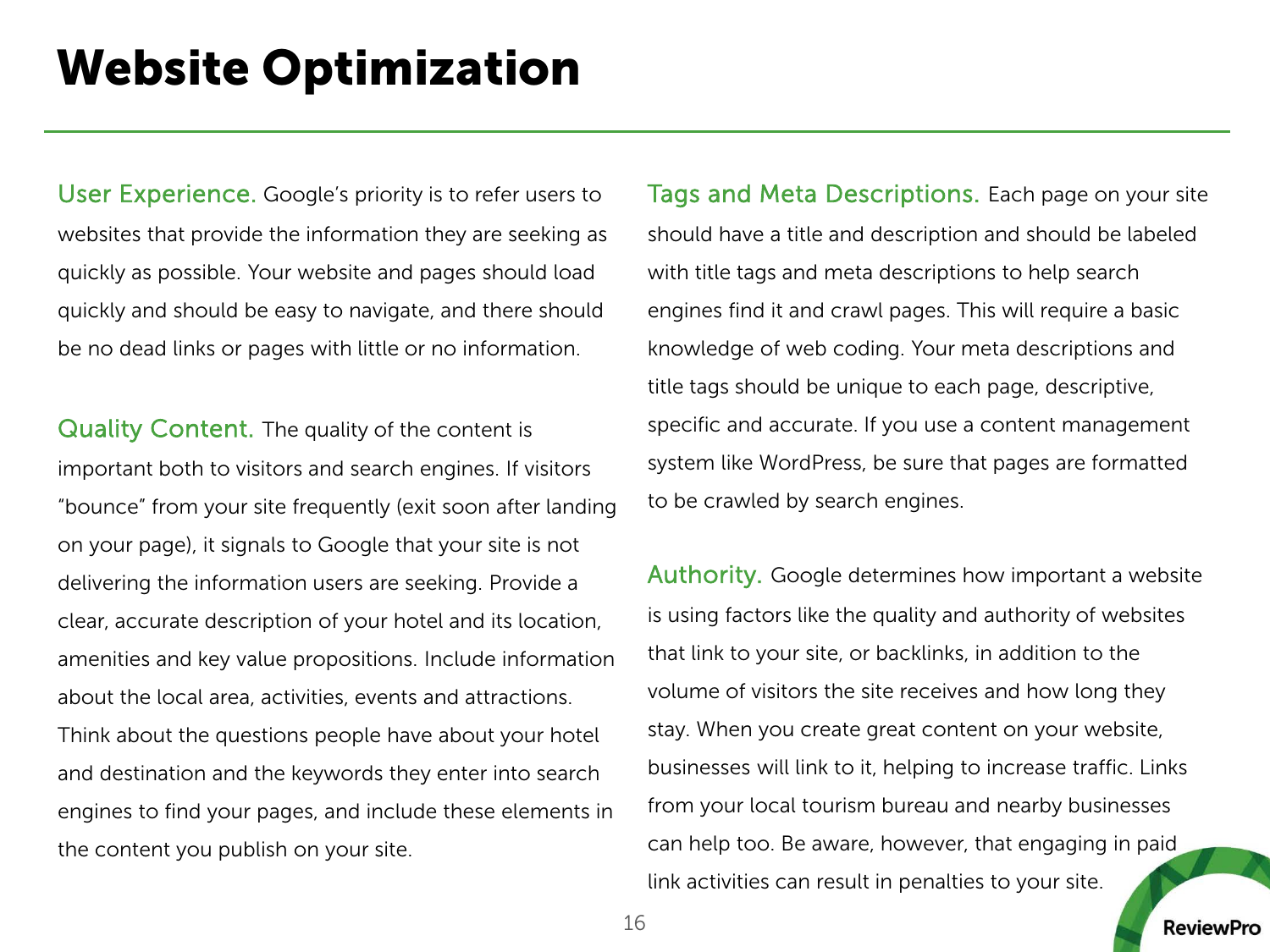# Website Optimization

**User Experience.** Google's priority is to refer users to websites that provide the information they are seeking as quickly as possible. Your website and pages should load quickly and should be easy to navigate, and there should be no dead links or pages with little or no information.

**Quality Content.** The quality of the content is important both to visitors and search engines. If visitors "bounce" from your site frequently (exit soon after landing on your page), it signals to Google that your site is not delivering the information users are seeking. Provide a clear, accurate description of your hotel and its location, amenities and key value propositions. Include information about the local area, activities, events and attractions. Think about the questions people have about your hotel and destination and the keywords they enter into search engines to find your pages, and include these elements in the content you publish on your site.

**Tags and Meta Descriptions.** Each page on your site should have a title and description and should be labeled with title tags and meta descriptions to help search engines find it and crawl pages. This will require a basic knowledge of web coding. Your meta descriptions and title tags should be unique to each page, descriptive, specific and accurate. If you use a content management system like WordPress, be sure that pages are formatted to be crawled by search engines.

**Authority.** Google determines how important a website is using factors like the quality and authority of websites that link to your site, or backlinks, in addition to the volume of visitors the site receives and how long they stay. When you create great content on your website, businesses will link to it, helping to increase traffic. Links from your local tourism bureau and nearby businesses can help too. Be aware, however, that engaging in paid link activities can result in penalties to your site.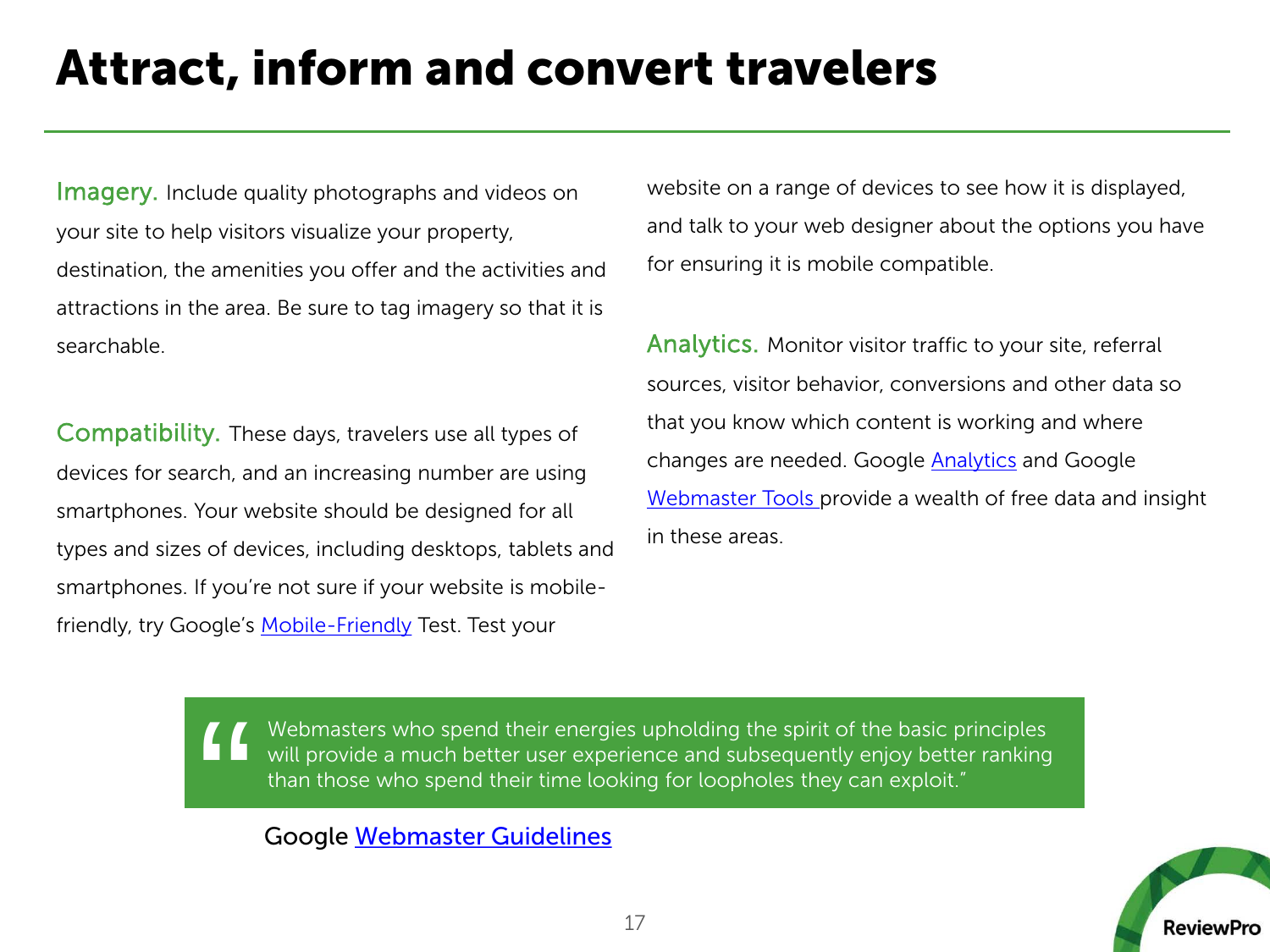# Attract, inform and convert travelers

**Imagery.** Include quality photographs and videos on your site to help visitors visualize your property, destination, the amenities you offer and the activities and attractions in the area. Be sure to tag imagery so that it is searchable.

**Compatibility.** These days, travelers use all types of devices for search, and an increasing number are using smartphones. Your website should be designed for all types and sizes of devices, including desktops, tablets and smartphones. If you're not sure if your website is mobile-friendly, try Google's Mobile-Friendly Test. Test your website on a range of devices to see how it is displayed, and talk to your web designer about the options you have for ensuring it is mobile compatible.

**Analytics.** Monitor visitor traffic to your site, referral sources, visitor behavior, conversions and other data so that you know which content is working and where changes are needed. Google Analytics and Google Webmaster Tools provide a wealth of free data and insight in these areas.

> "Webmasters who spend their energies upholding the spirit of the basic principles will provide a much better user experience and subsequently enjoy better ranking than those who spend their time looking for loopholes they can exploit."

Google Webmaster Guidelines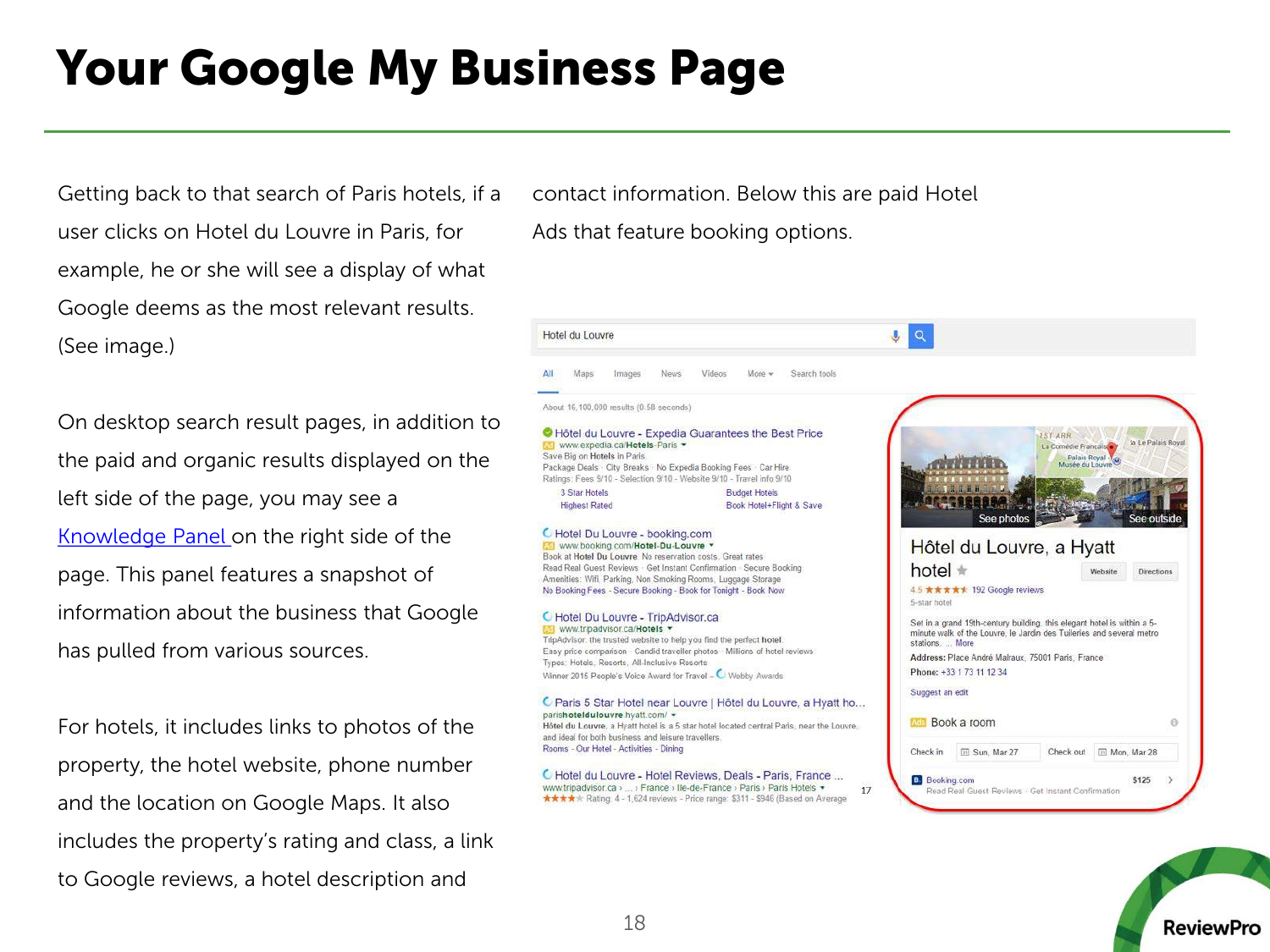# Your Google My Business Page

Getting back to that search of Paris hotels, if a user clicks on Hotel du Louvre in Paris, for example, he or she will see a display of what Google deems as the most relevant results. (See image.)

On desktop search result pages, in addition to the paid and organic results displayed on the left side of the page, you may see a Knowledge Panel on the right side of the page. This panel features a snapshot of information about the business that Google has pulled from various sources.

For hotels, it includes links to photos of the property, the hotel website, phone number and the location on Google Maps. It also includes the property's rating and class, a link to Google reviews, a hotel description and contact information. Below this are paid Hotel Ads that feature booking options.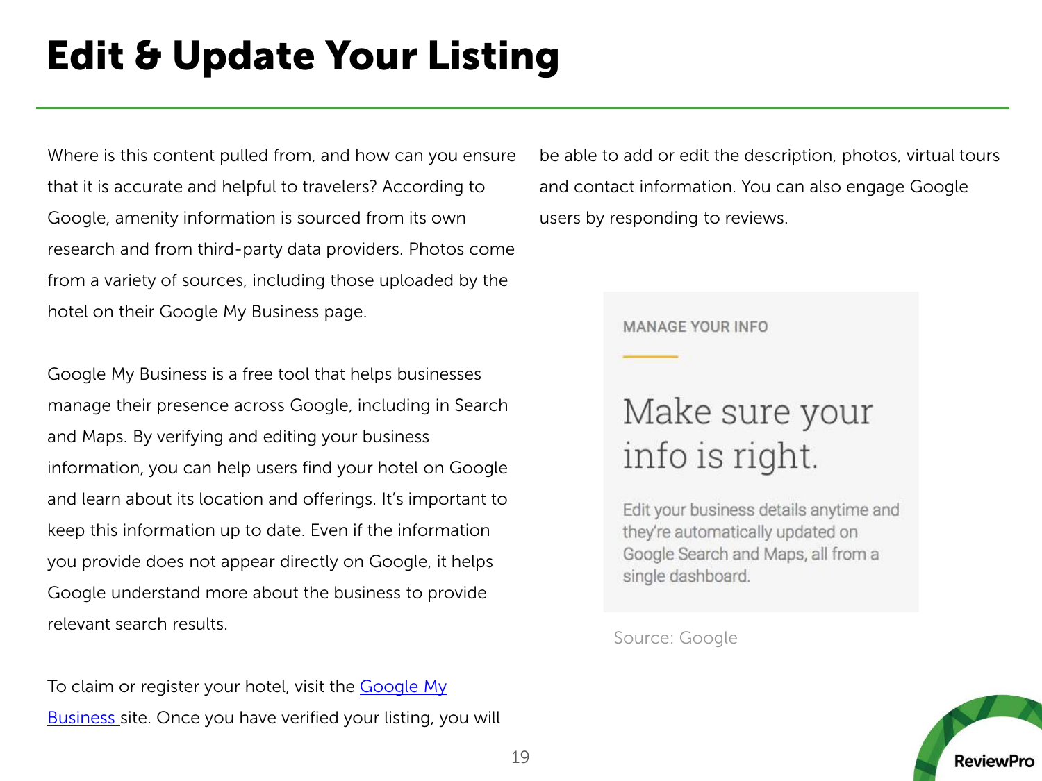# Edit & Update Your Listing

Where is this content pulled from, and how can you ensure that it is accurate and helpful to travelers? According to Google, amenity information is sourced from its own research and from third-party data providers. Photos come from a variety of sources, including those uploaded by the hotel on their Google My Business page.

Google My Business is a free tool that helps businesses manage their presence across Google, including in Search and Maps. By verifying and editing your business information, you can help users find your hotel on Google and learn about its location and offerings. It's important to keep this information up to date. Even if the information you provide does not appear directly on Google, it helps Google understand more about the business to provide relevant search results.

To claim or register your hotel, visit the [Google My Business](#) site. Once you have verified your listing, you will be able to add or edit the description, photos, virtual tours and contact information. You can also engage Google users by responding to reviews.

MANAGE YOUR INFO

Make sure your info is right.

Edit your business details anytime and they're automatically updated on Google Search and Maps, all from a single dashboard.

Source: Google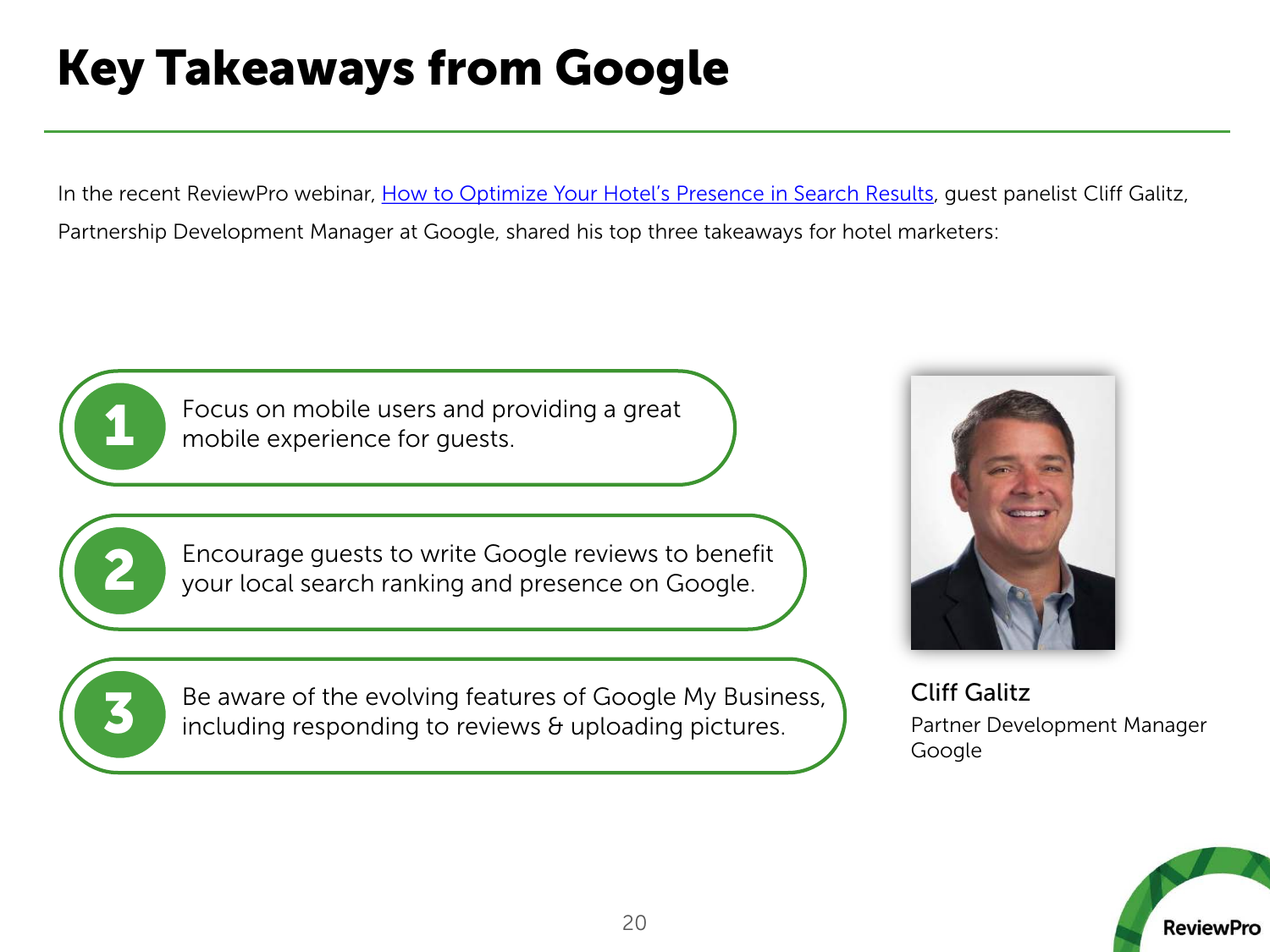# Key Takeaways from Google

In the recent ReviewPro webinar, [How to Optimize Your Hotel's Presence in Search Results](), guest panelist Cliff Galitz, Partnership Development Manager at Google, shared his top three takeaways for hotel marketers:

1. Focus on mobile users and providing a great mobile experience for guests.
2. Encourage guests to write Google reviews to benefit your local search ranking and presence on Google.
3. Be aware of the evolving features of Google My Business, including responding to reviews & uploading pictures.

**Cliff Galitz**
Partner Development Manager
Google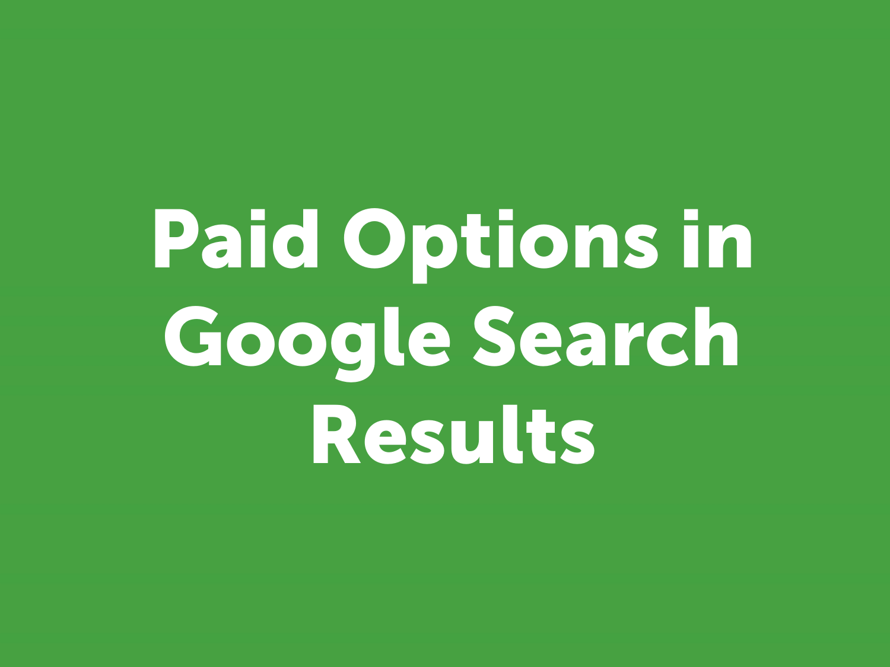# Paid Options in Google Search Results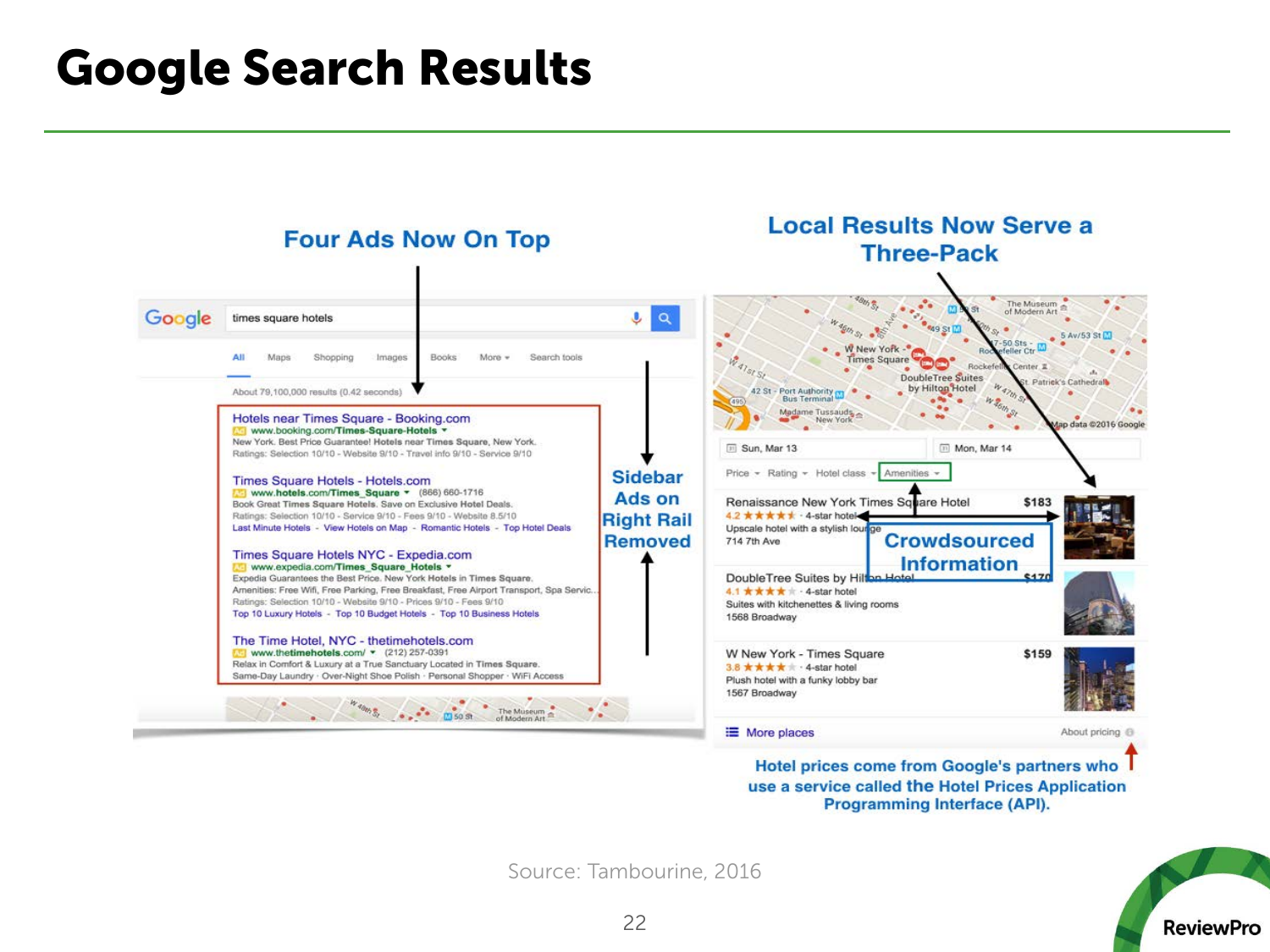# Google Search Results

Four Ads Now On Top

Sidebar Ads on Right Rail Removed

Local Results Now Serve a Three-Pack

Crowdsourced Information

Hotel prices come from Google's partners who use a service called the Hotel Prices Application Programming Interface (API).

Source: Tambourine, 2016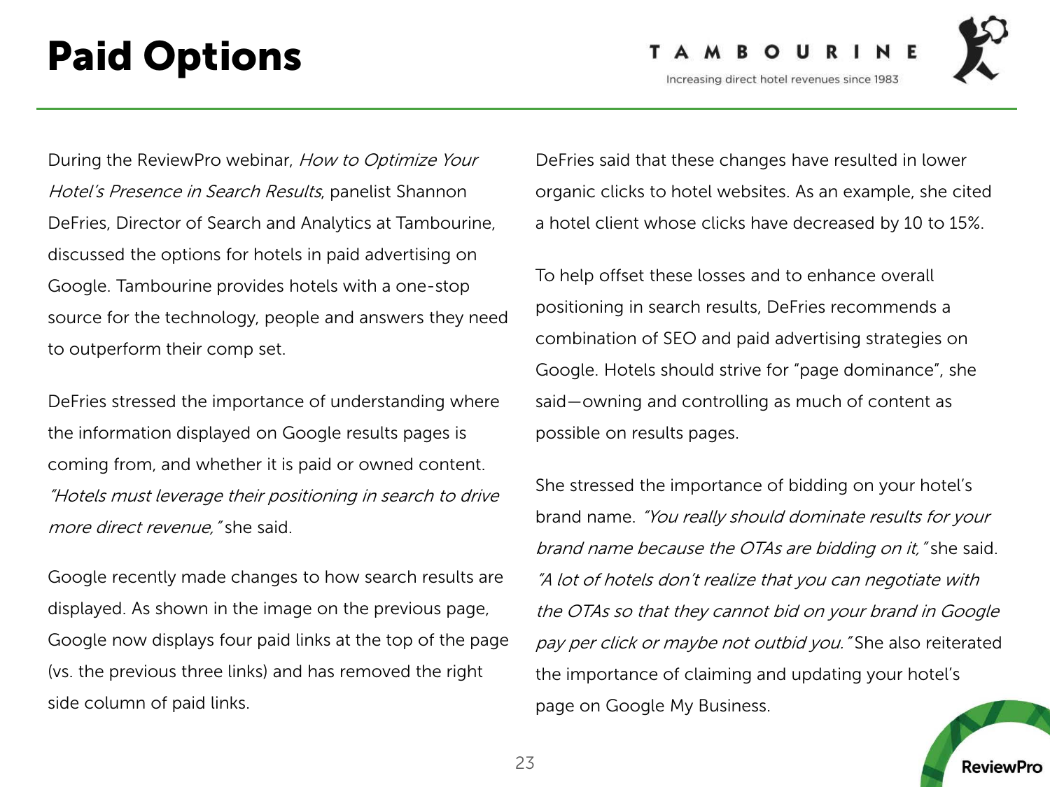# Paid Options

During the ReviewPro webinar, *How to Optimize Your Hotel's Presence in Search Results*, panelist Shannon DeFries, Director of Search and Analytics at Tambourine, discussed the options for hotels in paid advertising on Google. Tambourine provides hotels with a one-stop source for the technology, people and answers they need to outperform their comp set.

DeFries stressed the importance of understanding where the information displayed on Google results pages is coming from, and whether it is paid or owned content. *"Hotels must leverage their positioning in search to drive more direct revenue,"* she said.

Google recently made changes to how search results are displayed. As shown in the image on the previous page, Google now displays four paid links at the top of the page (vs. the previous three links) and has removed the right side column of paid links.

DeFries said that these changes have resulted in lower organic clicks to hotel websites. As an example, she cited a hotel client whose clicks have decreased by 10 to 15%.

To help offset these losses and to enhance overall positioning in search results, DeFries recommends a combination of SEO and paid advertising strategies on Google. Hotels should strive for "page dominance", she said—owning and controlling as much of content as possible on results pages.

She stressed the importance of bidding on your hotel's brand name. *"You really should dominate results for your brand name because the OTAs are bidding on it,"* she said. *"A lot of hotels don't realize that you can negotiate with the OTAs so that they cannot bid on your brand in Google pay per click or maybe not outbid you."* She also reiterated the importance of claiming and updating your hotel's page on Google My Business.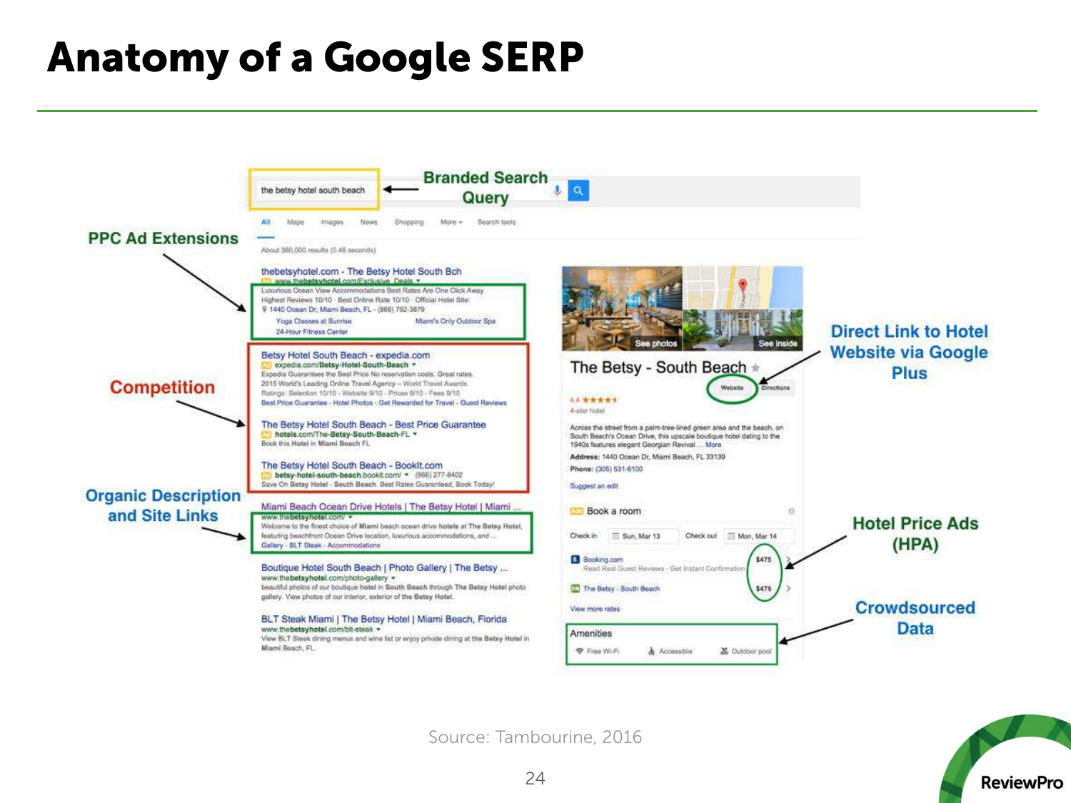# Anatomy of a Google SERP

Branded Search Query

PPC Ad Extensions

Competition

Organic Description and Site Links

Direct Link to Hotel Website via Google Plus

Hotel Price Ads (HPA)

Crowdsourced Data

Source: Tambourine, 2016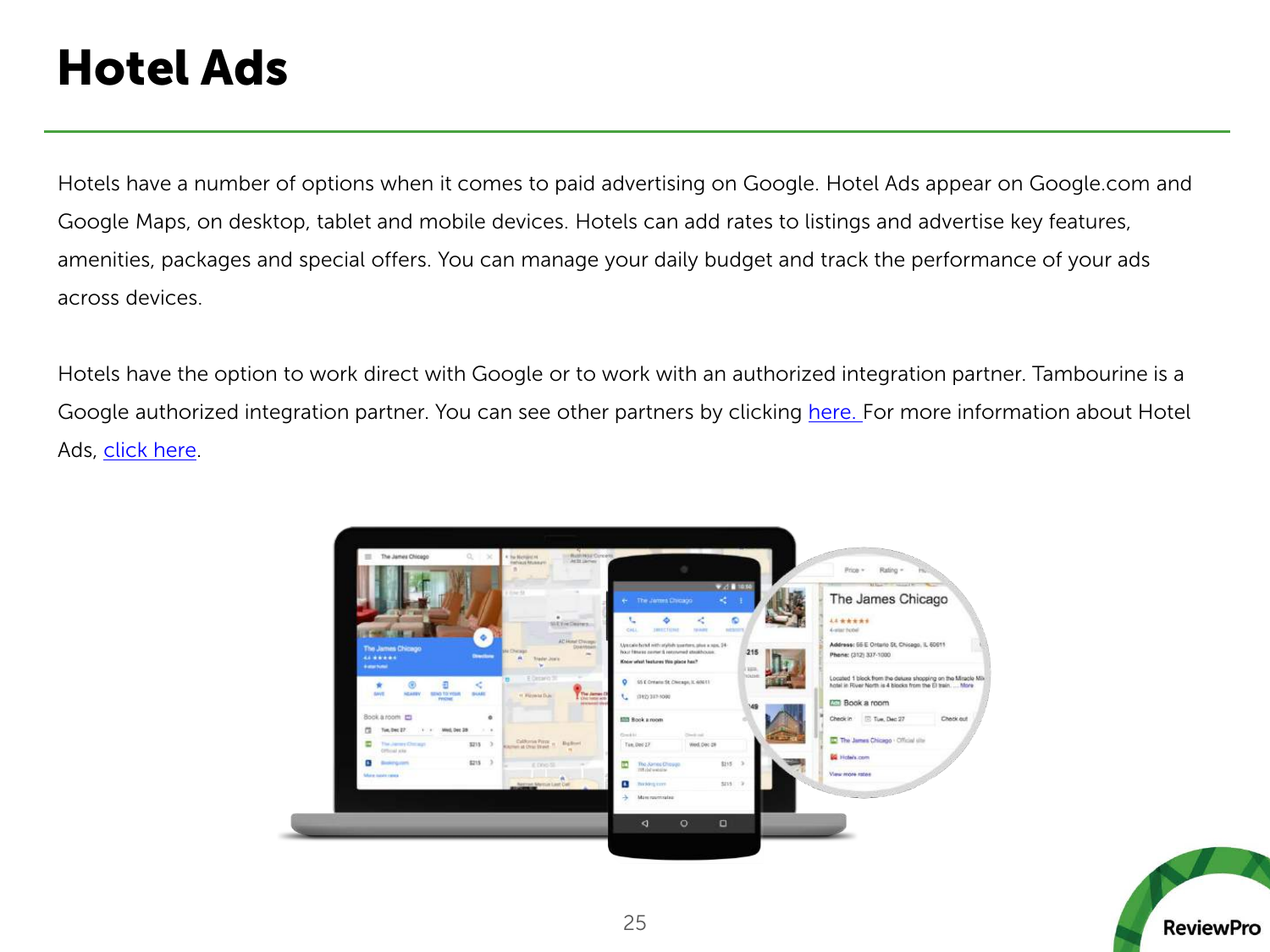# Hotel Ads

Hotels have a number of options when it comes to paid advertising on Google. Hotel Ads appear on Google.com and Google Maps, on desktop, tablet and mobile devices. Hotels can add rates to listings and advertise key features, amenities, packages and special offers. You can manage your daily budget and track the performance of your ads across devices.

Hotels have the option to work direct with Google or to work with an authorized integration partner. Tambourine is a Google authorized integration partner. You can see other partners by clicking here. For more information about Hotel Ads, click here.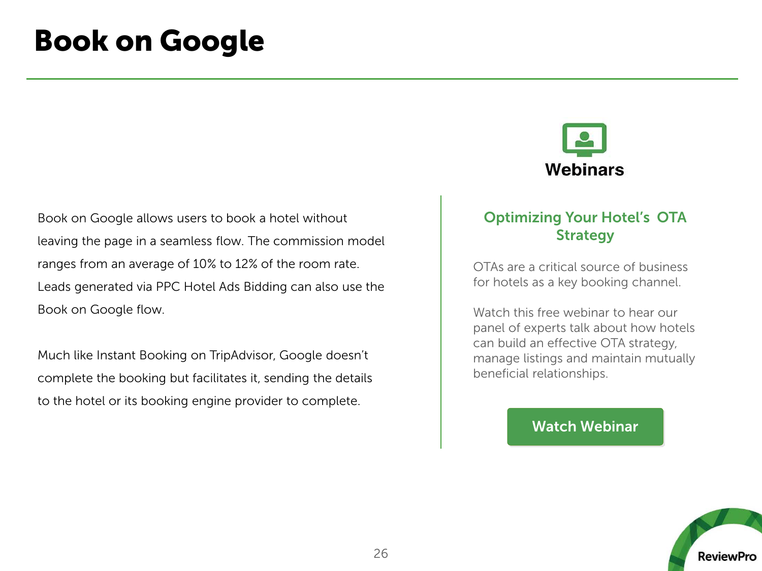# Book on Google

Book on Google allows users to book a hotel without leaving the page in a seamless flow. The commission model ranges from an average of 10% to 12% of the room rate. Leads generated via PPC Hotel Ads Bidding can also use the Book on Google flow.

Much like Instant Booking on TripAdvisor, Google doesn't complete the booking but facilitates it, sending the details to the hotel or its booking engine provider to complete.

**Webinars**

### Optimizing Your Hotel's OTA Strategy

OTAs are a critical source of business for hotels as a key booking channel.

Watch this free webinar to hear our panel of experts talk about how hotels can build an effective OTA strategy, manage listings and maintain mutually beneficial relationships.

**Watch Webinar**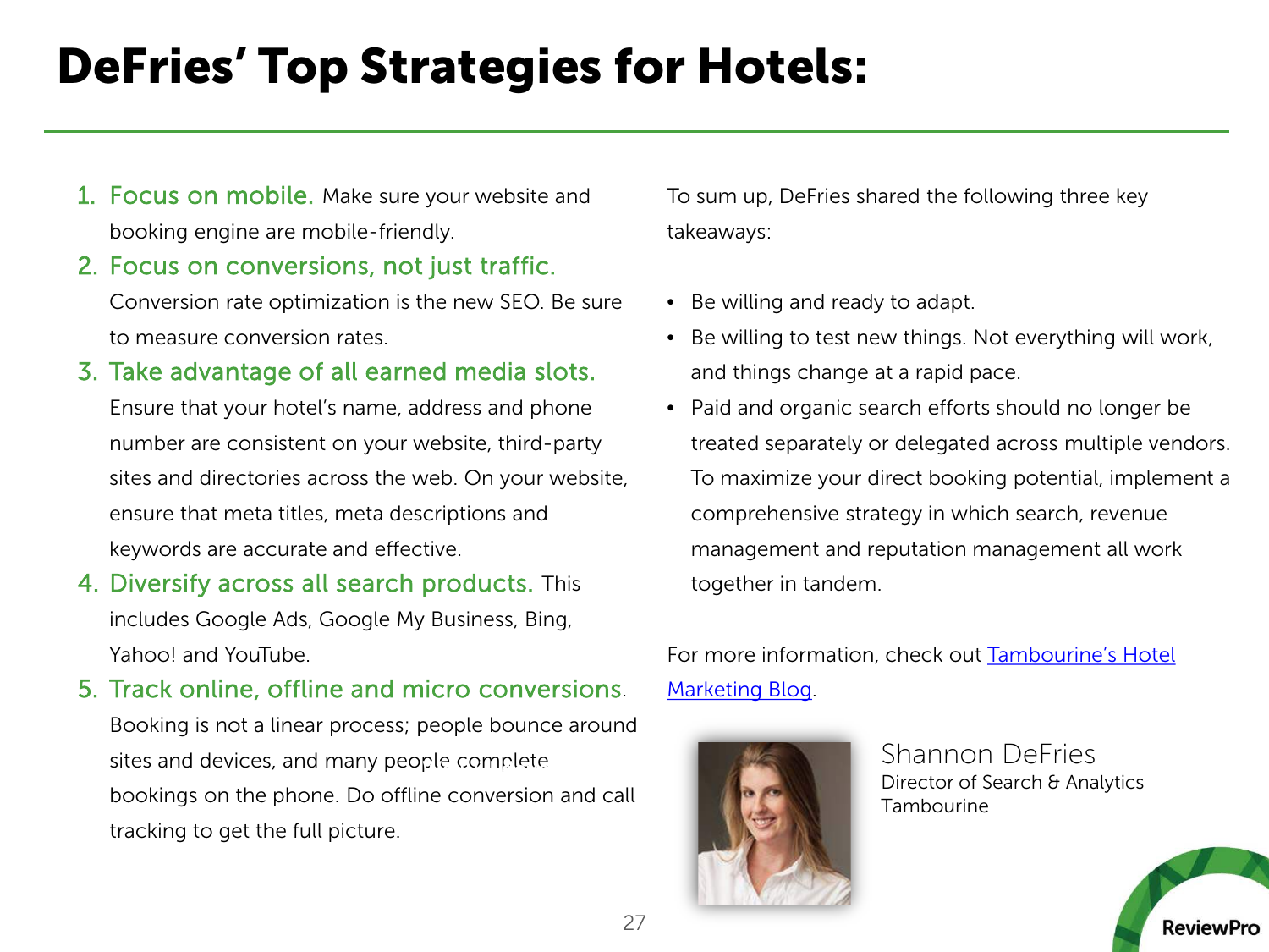# DeFries' Top Strategies for Hotels:

1. **Focus on mobile.** Make sure your website and booking engine are mobile-friendly.
2. **Focus on conversions, not just traffic.** Conversion rate optimization is the new SEO. Be sure to measure conversion rates.
3. **Take advantage of all earned media slots.** Ensure that your hotel's name, address and phone number are consistent on your website, third-party sites and directories across the web. On your website, ensure that meta titles, meta descriptions and keywords are accurate and effective.
4. **Diversify across all search products.** This includes Google Ads, Google My Business, Bing, Yahoo! and YouTube.
5. **Track online, offline and micro conversions.** Booking is not a linear process; people bounce around sites and devices, and many people complete bookings on the phone. Do offline conversion and call tracking to get the full picture.

To sum up, DeFries shared the following three key takeaways:

- Be willing and ready to adapt.
- Be willing to test new things. Not everything will work, and things change at a rapid pace.
- Paid and organic search efforts should no longer be treated separately or delegated across multiple vendors. To maximize your direct booking potential, implement a comprehensive strategy in which search, revenue management and reputation management all work together in tandem.

For more information, check out [Tambourine's Hotel Marketing Blog].

Shannon DeFries
Director of Search & Analytics
Tambourine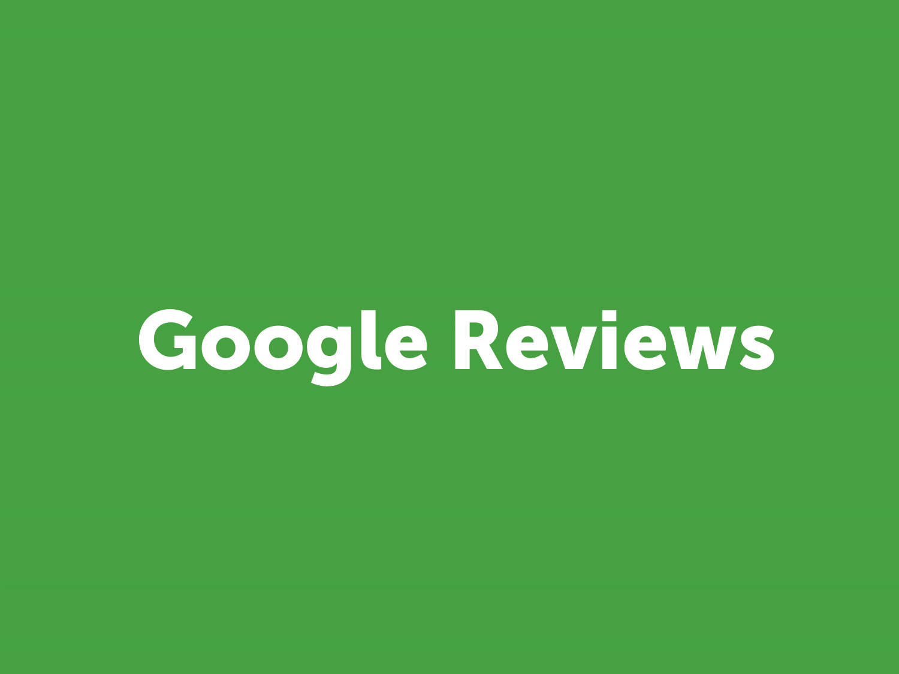# Google Reviews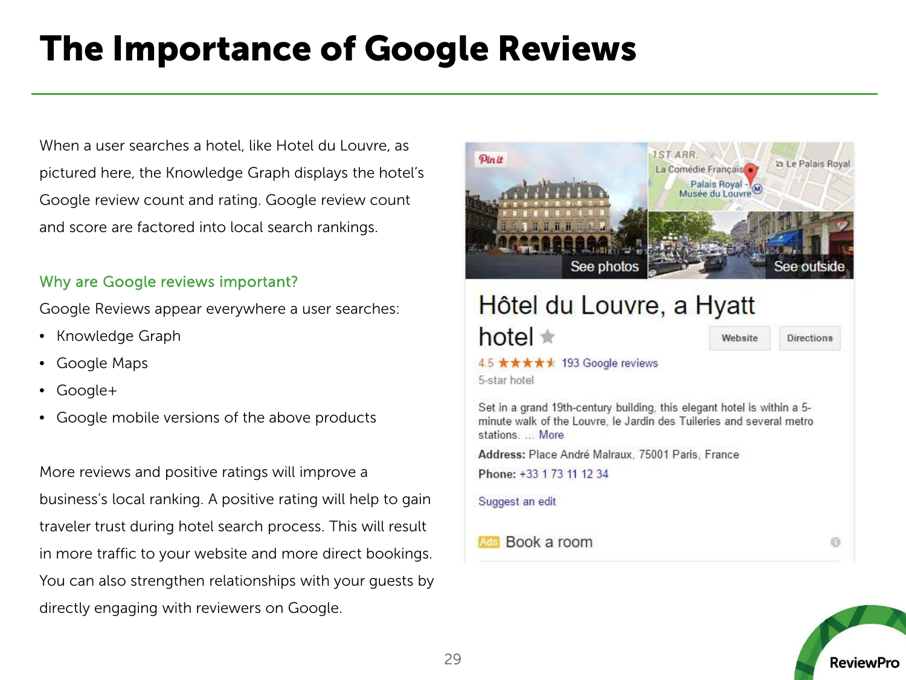# The Importance of Google Reviews

When a user searches a hotel, like Hotel du Louvre, as pictured here, the Knowledge Graph displays the hotel's Google review count and rating. Google review count and score are factored into local search rankings.

### Why are Google reviews important?

Google Reviews appear everywhere a user searches:

- Knowledge Graph
- Google Maps
- Google+
- Google mobile versions of the above products

More reviews and positive ratings will improve a business's local ranking. A positive rating will help to gain traveler trust during hotel search process. This will result in more traffic to your website and more direct bookings. You can also strengthen relationships with your guests by directly engaging with reviewers on Google.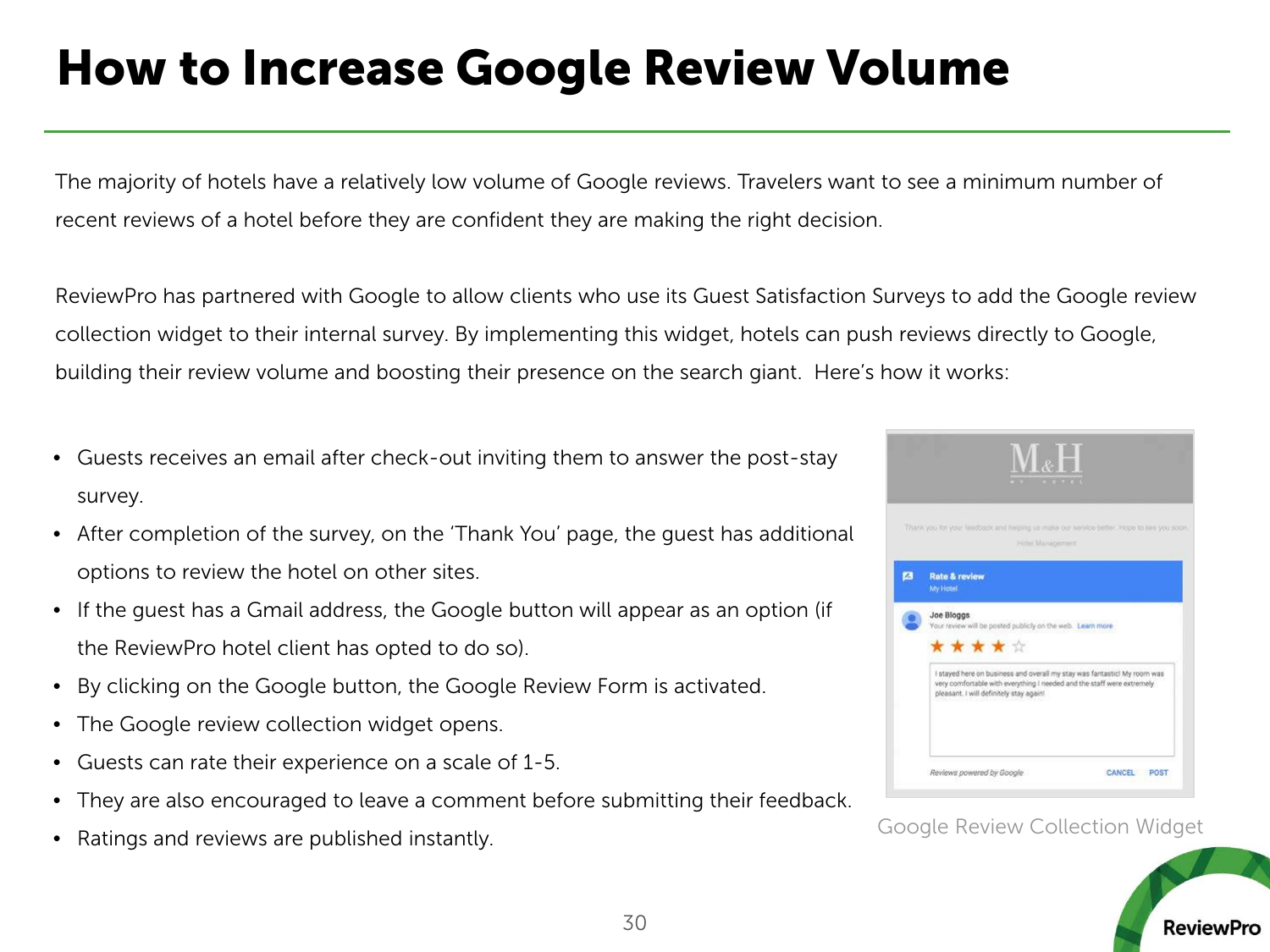# How to Increase Google Review Volume

The majority of hotels have a relatively low volume of Google reviews. Travelers want to see a minimum number of recent reviews of a hotel before they are confident they are making the right decision.

ReviewPro has partnered with Google to allow clients who use its Guest Satisfaction Surveys to add the Google review collection widget to their internal survey. By implementing this widget, hotels can push reviews directly to Google, building their review volume and boosting their presence on the search giant. Here's how it works:

- Guests receives an email after check-out inviting them to answer the post-stay survey.
- After completion of the survey, on the 'Thank You' page, the guest has additional options to review the hotel on other sites.
- If the guest has a Gmail address, the Google button will appear as an option (if the ReviewPro hotel client has opted to do so).
- By clicking on the Google button, the Google Review Form is activated.
- The Google review collection widget opens.
- Guests can rate their experience on a scale of 1-5.
- They are also encouraged to leave a comment before submitting their feedback.
- Ratings and reviews are published instantly.

Google Review Collection Widget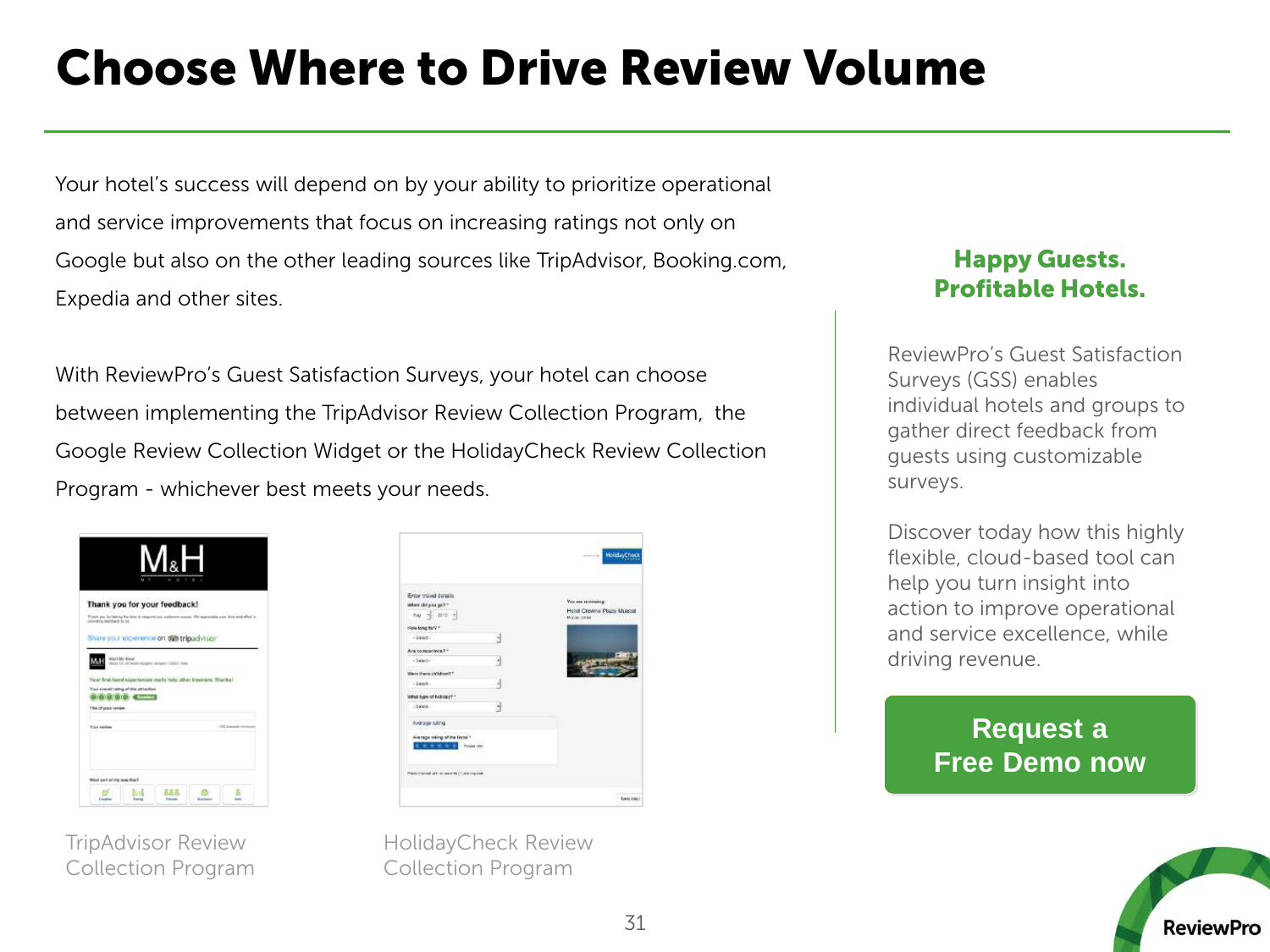# Choose Where to Drive Review Volume

Your hotel's success will depend on by your ability to prioritize operational and service improvements that focus on increasing ratings not only on Google but also on the other leading sources like TripAdvisor, Booking.com, Expedia and other sites.

With ReviewPro's Guest Satisfaction Surveys, your hotel can choose between implementing the TripAdvisor Review Collection Program, the Google Review Collection Widget or the HolidayCheck Review Collection Program - whichever best meets your needs.

TripAdvisor Review Collection Program

HolidayCheck Review Collection Program

**Happy Guests.
Profitable Hotels.**

ReviewPro's Guest Satisfaction Surveys (GSS) enables individual hotels and groups to gather direct feedback from guests using customizable surveys.

Discover today how this highly flexible, cloud-based tool can help you turn insight into action to improve operational and service excellence, while driving revenue.

**Request a Free Demo now**

ReviewPro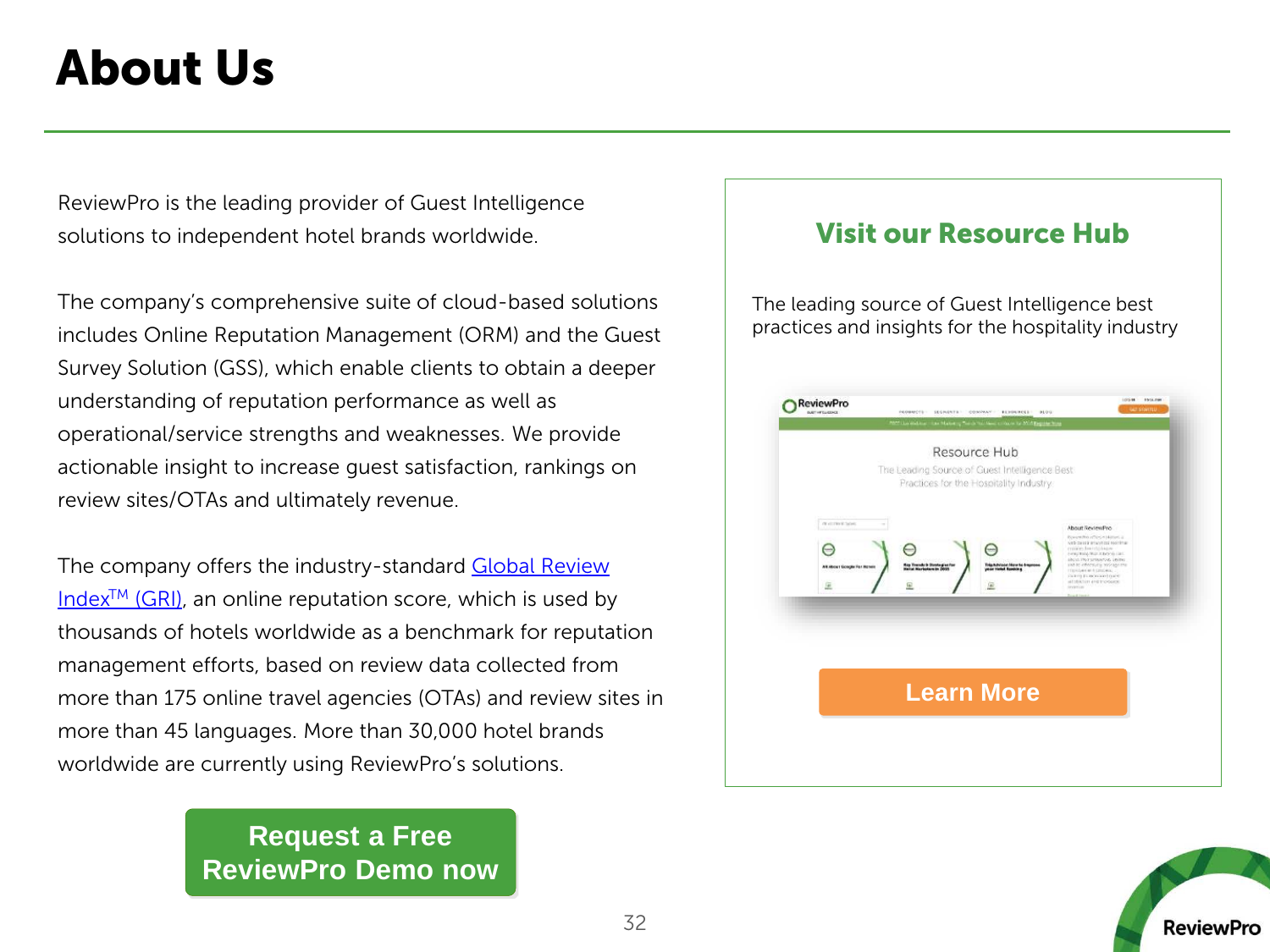# About Us

ReviewPro is the leading provider of Guest Intelligence solutions to independent hotel brands worldwide.

The company's comprehensive suite of cloud-based solutions includes Online Reputation Management (ORM) and the Guest Survey Solution (GSS), which enable clients to obtain a deeper understanding of reputation performance as well as operational/service strengths and weaknesses. We provide actionable insight to increase guest satisfaction, rankings on review sites/OTAs and ultimately revenue.

The company offers the industry-standard Global Review Index™ (GRI), an online reputation score, which is used by thousands of hotels worldwide as a benchmark for reputation management efforts, based on review data collected from more than 175 online travel agencies (OTAs) and review sites in more than 45 languages. More than 30,000 hotel brands worldwide are currently using ReviewPro's solutions.

**Request a Free ReviewPro Demo now**

## Visit our Resource Hub

The leading source of Guest Intelligence best practices and insights for the hospitality industry

**Learn More**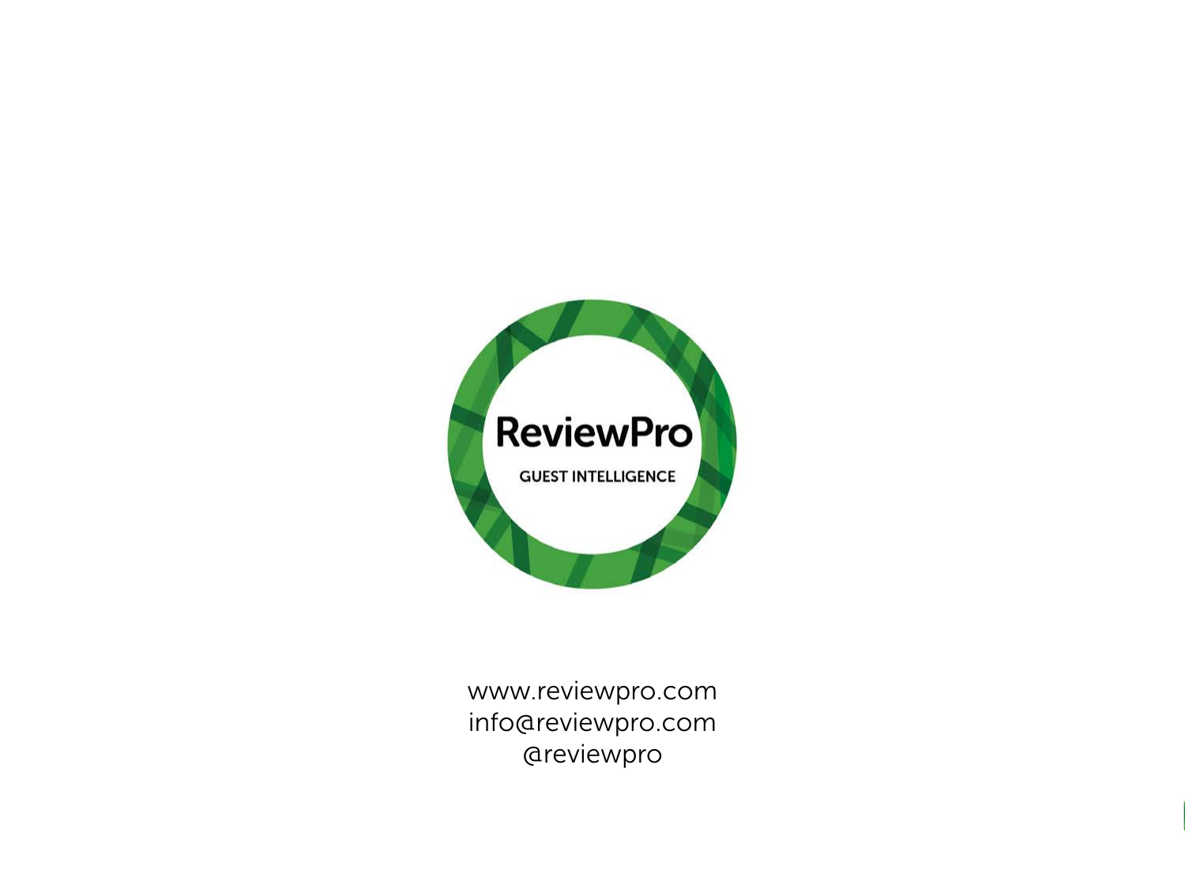ReviewPro

GUEST INTELLIGENCE

www.reviewpro.com
info@reviewpro.com
@reviewpro